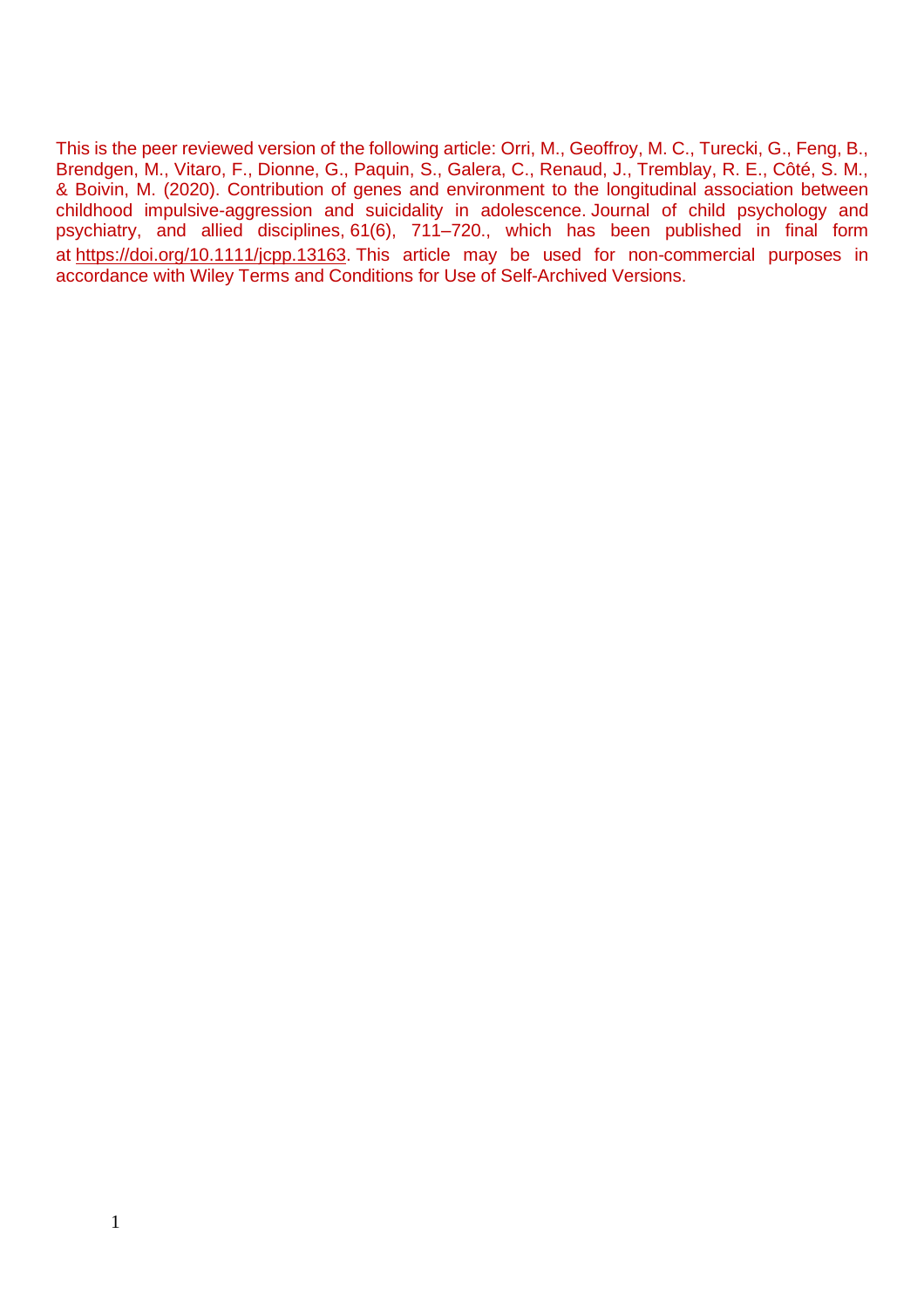This is the peer reviewed version of the following article: Orri, M., Geoffroy, M. C., Turecki, G., Feng, B., Brendgen, M., Vitaro, F., Dionne, G., Paquin, S., Galera, C., Renaud, J., Tremblay, R. E., Côté, S. M., & Boivin, M. (2020). Contribution of genes and environment to the longitudinal association between childhood impulsive-aggression and suicidality in adolescence. Journal of child psychology and psychiatry, and allied disciplines, 61(6), 711–720., which has been published in final form at https://doi.org/10.1111/jcpp.13163. This article may be used for non-commercial purposes in accordance with Wiley Terms and Conditions for Use of Self-Archived Versions.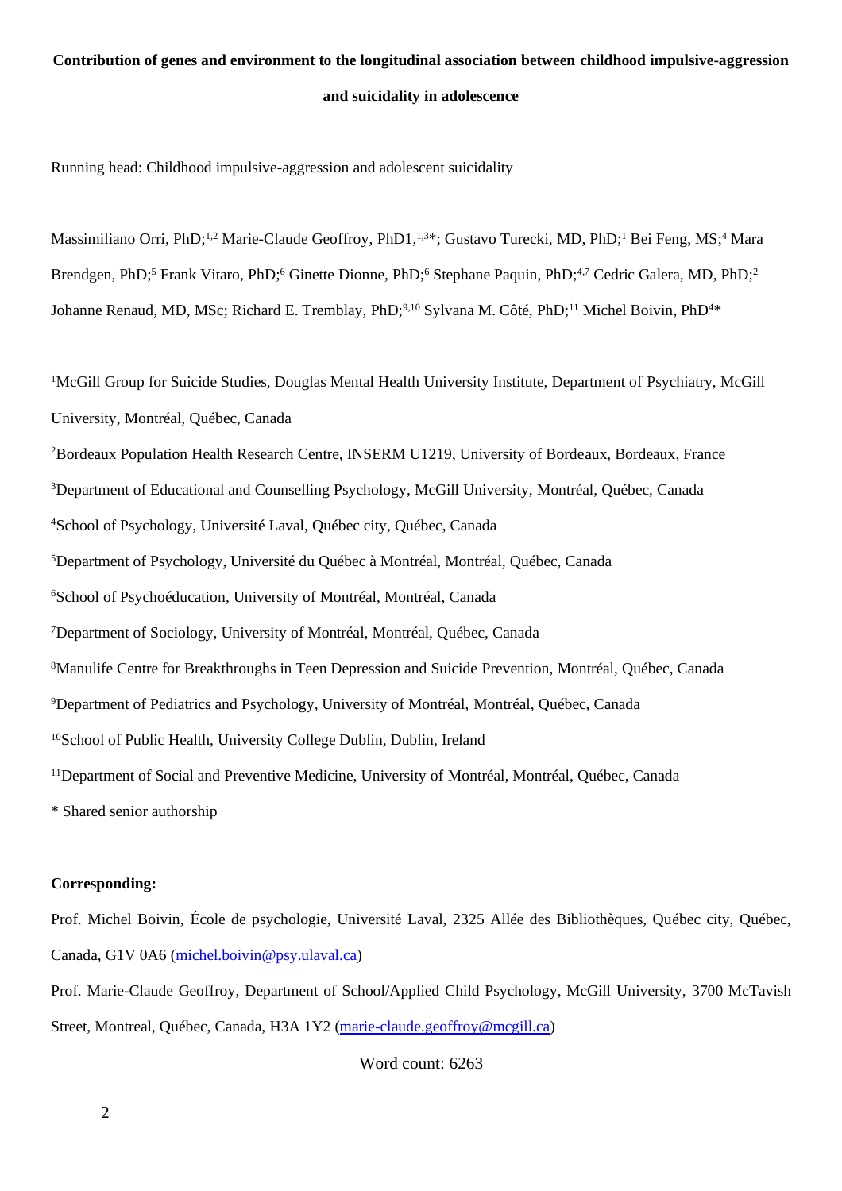**Contribution of genes and environment to the longitudinal association between childhood impulsive-aggression and suicidality in adolescence**

Running head: Childhood impulsive-aggression and adolescent suicidality

Massimiliano Orri, PhD;[1,2] Marie-Claude Geoffroy, PhD1,[1,3]*; Gustavo Turecki, MD, PhD;[1] Bei Feng, MS;[4] Mara Brendgen, PhD;[5] Frank Vitaro, PhD;[6] Ginette Dionne, PhD;[6] Stephane Paquin, PhD;[4,7] Cedric Galera, MD, PhD;[2] Johanne Renaud, MD, MSc; Richard E. Tremblay, PhD;[9,10] Sylvana M. Côté, PhD;[11] Michel Boivin, PhD[4]*

[1]McGill Group for Suicide Studies, Douglas Mental Health University Institute, Department of Psychiatry, McGill University, Montréal, Québec, Canada

[2]Bordeaux Population Health Research Centre, INSERM U1219, University of Bordeaux, Bordeaux, France

[3]Department of Educational and Counselling Psychology, McGill University, Montréal, Québec, Canada

[4]School of Psychology, Université Laval, Québec city, Québec, Canada

[5]Department of Psychology, Université du Québec à Montréal, Montréal, Québec, Canada

[6]School of Psychoéducation, University of Montréal, Montréal, Canada

[7]Department of Sociology, University of Montréal, Montréal, Québec, Canada

[8]Manulife Centre for Breakthroughs in Teen Depression and Suicide Prevention, Montréal, Québec, Canada

[9]Department of Pediatrics and Psychology, University of Montréal, Montréal, Québec, Canada

[10]School of Public Health, University College Dublin, Dublin, Ireland

[11]Department of Social and Preventive Medicine, University of Montréal, Montréal, Québec, Canada

* Shared senior authorship

**Corresponding:**

Prof. Michel Boivin, École de psychologie, Université Laval, 2325 Allée des Bibliothèques, Québec city, Québec, Canada, G1V 0A6 (michel.boivin@psy.ulaval.ca)

Prof. Marie-Claude Geoffroy, Department of School/Applied Child Psychology, McGill University, 3700 McTavish Street, Montreal, Québec, Canada, H3A 1Y2 (marie-claude.geoffroy@mcgill.ca)

Word count: 6263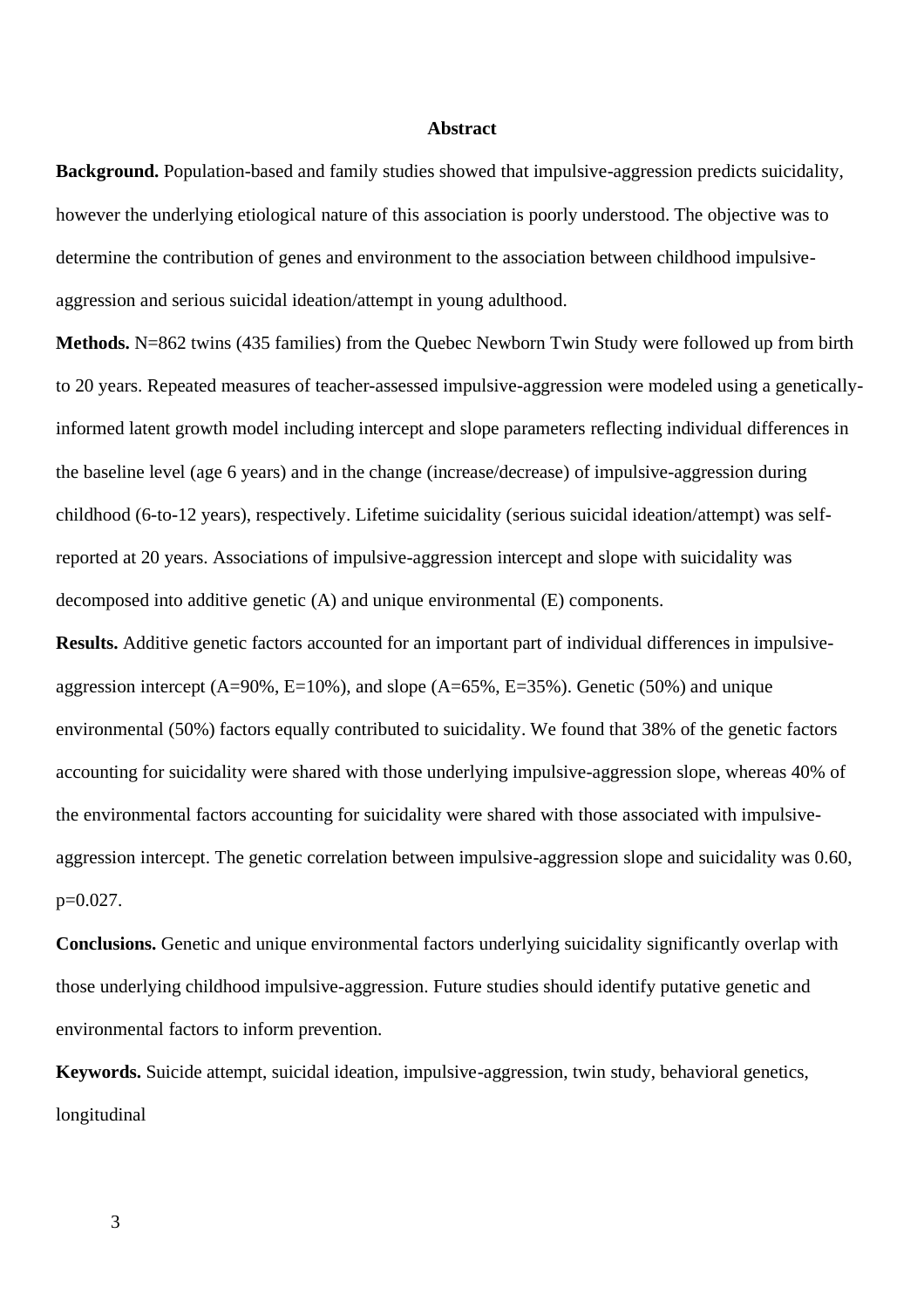## Abstract

**Background.** Population-based and family studies showed that impulsive-aggression predicts suicidality, however the underlying etiological nature of this association is poorly understood. The objective was to determine the contribution of genes and environment to the association between childhood impulsive-aggression and serious suicidal ideation/attempt in young adulthood.

**Methods.** N=862 twins (435 families) from the Quebec Newborn Twin Study were followed up from birth to 20 years. Repeated measures of teacher-assessed impulsive-aggression were modeled using a genetically-informed latent growth model including intercept and slope parameters reflecting individual differences in the baseline level (age 6 years) and in the change (increase/decrease) of impulsive-aggression during childhood (6-to-12 years), respectively. Lifetime suicidality (serious suicidal ideation/attempt) was self-reported at 20 years. Associations of impulsive-aggression intercept and slope with suicidality was decomposed into additive genetic (A) and unique environmental (E) components.

**Results.** Additive genetic factors accounted for an important part of individual differences in impulsive-aggression intercept (A=90%, E=10%), and slope (A=65%, E=35%). Genetic (50%) and unique environmental (50%) factors equally contributed to suicidality. We found that 38% of the genetic factors accounting for suicidality were shared with those underlying impulsive-aggression slope, whereas 40% of the environmental factors accounting for suicidality were shared with those associated with impulsive-aggression intercept. The genetic correlation between impulsive-aggression slope and suicidality was 0.60, p=0.027.

**Conclusions.** Genetic and unique environmental factors underlying suicidality significantly overlap with those underlying childhood impulsive-aggression. Future studies should identify putative genetic and environmental factors to inform prevention.

**Keywords.** Suicide attempt, suicidal ideation, impulsive-aggression, twin study, behavioral genetics, longitudinal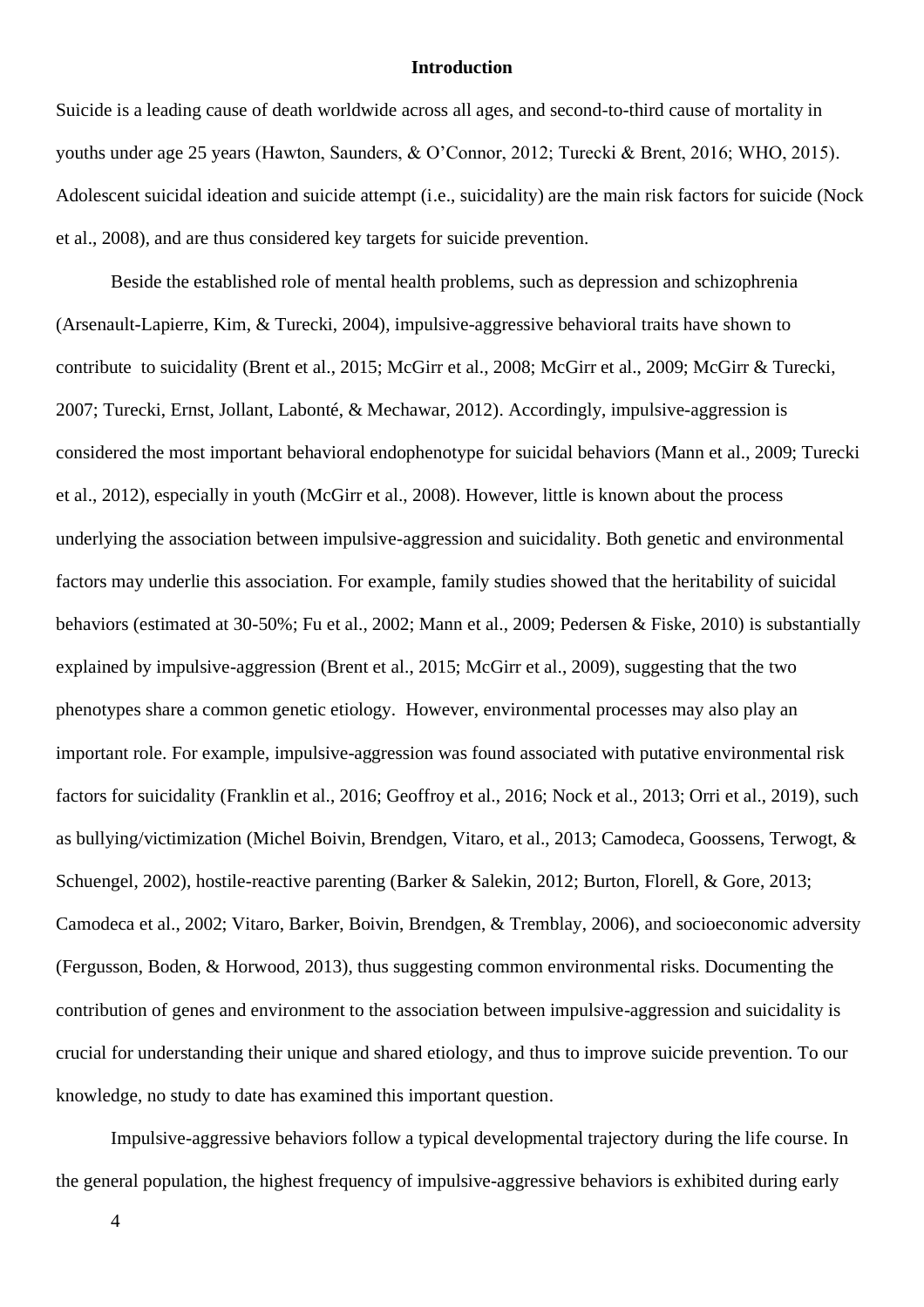## Introduction

Suicide is a leading cause of death worldwide across all ages, and second-to-third cause of mortality in youths under age 25 years (Hawton, Saunders, & O'Connor, 2012; Turecki & Brent, 2016; WHO, 2015). Adolescent suicidal ideation and suicide attempt (i.e., suicidality) are the main risk factors for suicide (Nock et al., 2008), and are thus considered key targets for suicide prevention.

Beside the established role of mental health problems, such as depression and schizophrenia (Arsenault-Lapierre, Kim, & Turecki, 2004), impulsive-aggressive behavioral traits have shown to contribute to suicidality (Brent et al., 2015; McGirr et al., 2008; McGirr et al., 2009; McGirr & Turecki, 2007; Turecki, Ernst, Jollant, Labonté, & Mechawar, 2012). Accordingly, impulsive-aggression is considered the most important behavioral endophenotype for suicidal behaviors (Mann et al., 2009; Turecki et al., 2012), especially in youth (McGirr et al., 2008). However, little is known about the process underlying the association between impulsive-aggression and suicidality. Both genetic and environmental factors may underlie this association. For example, family studies showed that the heritability of suicidal behaviors (estimated at 30-50%; Fu et al., 2002; Mann et al., 2009; Pedersen & Fiske, 2010) is substantially explained by impulsive-aggression (Brent et al., 2015; McGirr et al., 2009), suggesting that the two phenotypes share a common genetic etiology. However, environmental processes may also play an important role. For example, impulsive-aggression was found associated with putative environmental risk factors for suicidality (Franklin et al., 2016; Geoffroy et al., 2016; Nock et al., 2013; Orri et al., 2019), such as bullying/victimization (Michel Boivin, Brendgen, Vitaro, et al., 2013; Camodeca, Goossens, Terwogt, & Schuengel, 2002), hostile-reactive parenting (Barker & Salekin, 2012; Burton, Florell, & Gore, 2013; Camodeca et al., 2002; Vitaro, Barker, Boivin, Brendgen, & Tremblay, 2006), and socioeconomic adversity (Fergusson, Boden, & Horwood, 2013), thus suggesting common environmental risks. Documenting the contribution of genes and environment to the association between impulsive-aggression and suicidality is crucial for understanding their unique and shared etiology, and thus to improve suicide prevention. To our knowledge, no study to date has examined this important question.

Impulsive-aggressive behaviors follow a typical developmental trajectory during the life course. In the general population, the highest frequency of impulsive-aggressive behaviors is exhibited during early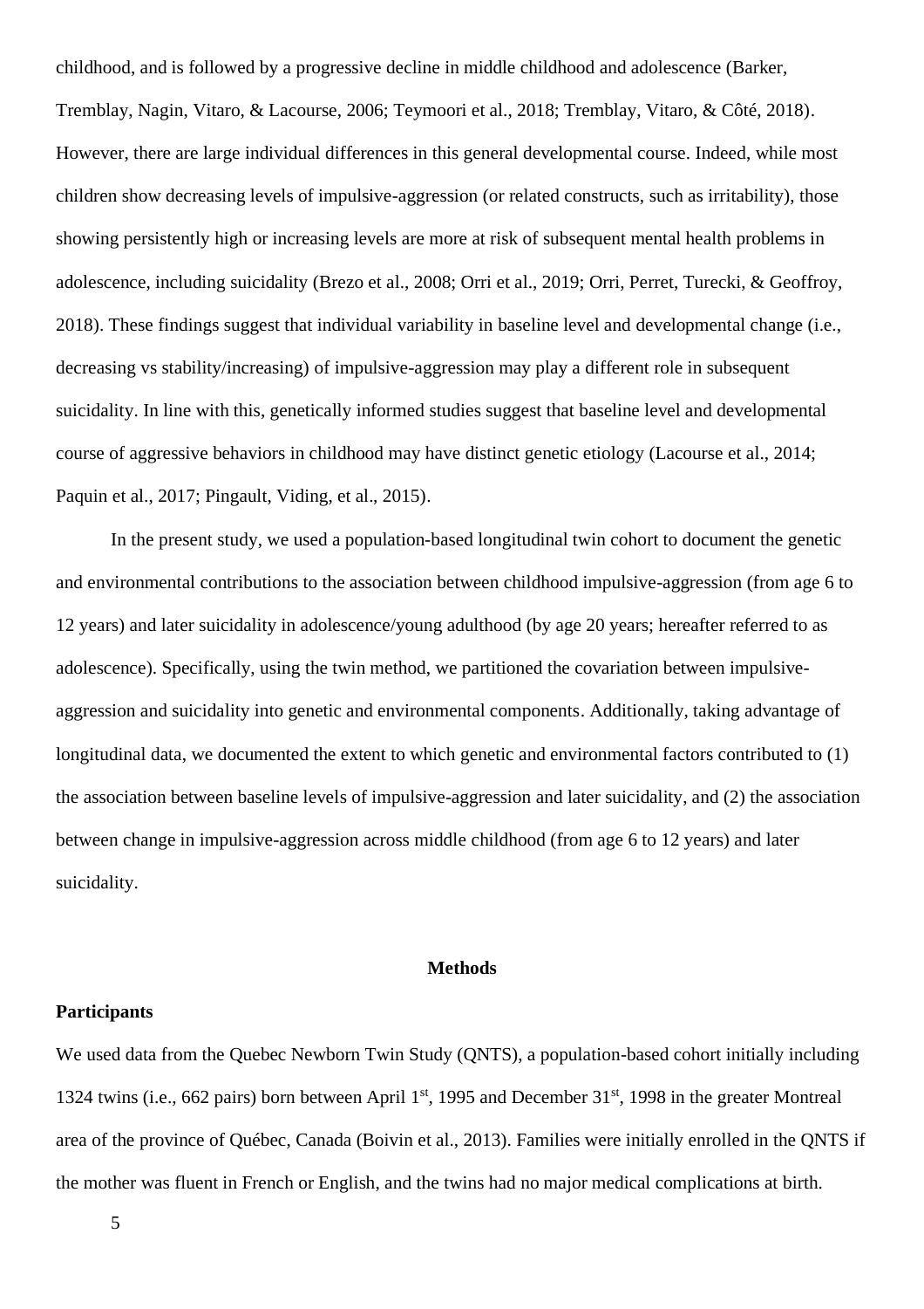childhood, and is followed by a progressive decline in middle childhood and adolescence (Barker, Tremblay, Nagin, Vitaro, & Lacourse, 2006; Teymoori et al., 2018; Tremblay, Vitaro, & Côté, 2018). However, there are large individual differences in this general developmental course. Indeed, while most children show decreasing levels of impulsive-aggression (or related constructs, such as irritability), those showing persistently high or increasing levels are more at risk of subsequent mental health problems in adolescence, including suicidality (Brezo et al., 2008; Orri et al., 2019; Orri, Perret, Turecki, & Geoffroy, 2018). These findings suggest that individual variability in baseline level and developmental change (i.e., decreasing vs stability/increasing) of impulsive-aggression may play a different role in subsequent suicidality. In line with this, genetically informed studies suggest that baseline level and developmental course of aggressive behaviors in childhood may have distinct genetic etiology (Lacourse et al., 2014; Paquin et al., 2017; Pingault, Viding, et al., 2015).

In the present study, we used a population-based longitudinal twin cohort to document the genetic and environmental contributions to the association between childhood impulsive-aggression (from age 6 to 12 years) and later suicidality in adolescence/young adulthood (by age 20 years; hereafter referred to as adolescence). Specifically, using the twin method, we partitioned the covariation between impulsive-aggression and suicidality into genetic and environmental components. Additionally, taking advantage of longitudinal data, we documented the extent to which genetic and environmental factors contributed to (1) the association between baseline levels of impulsive-aggression and later suicidality, and (2) the association between change in impulsive-aggression across middle childhood (from age 6 to 12 years) and later suicidality.

## Methods

### Participants

We used data from the Quebec Newborn Twin Study (QNTS), a population-based cohort initially including 1324 twins (i.e., 662 pairs) born between April 1st, 1995 and December 31st, 1998 in the greater Montreal area of the province of Québec, Canada (Boivin et al., 2013). Families were initially enrolled in the QNTS if the mother was fluent in French or English, and the twins had no major medical complications at birth.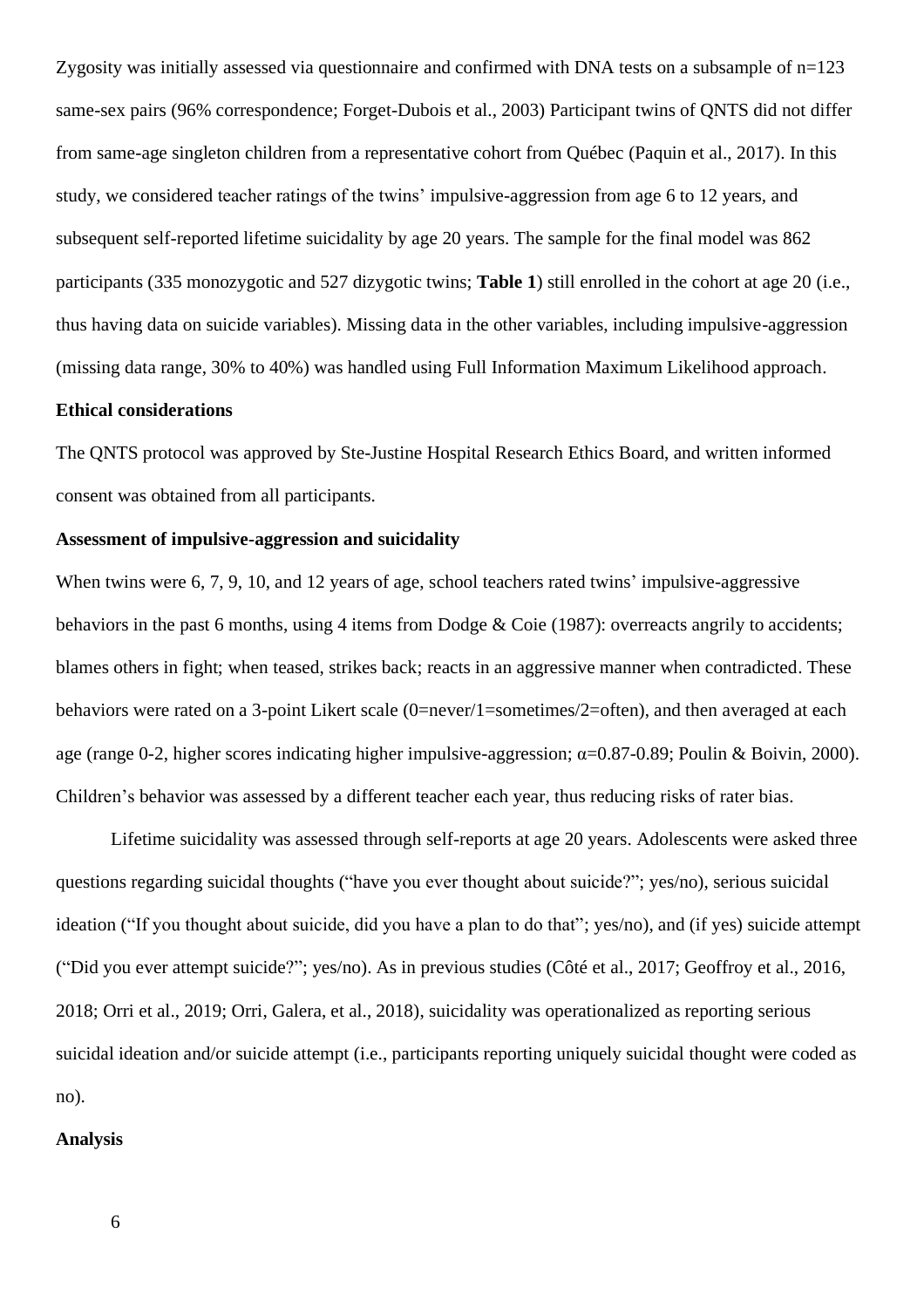Zygosity was initially assessed via questionnaire and confirmed with DNA tests on a subsample of n=123 same-sex pairs (96% correspondence; Forget-Dubois et al., 2003) Participant twins of QNTS did not differ from same-age singleton children from a representative cohort from Québec (Paquin et al., 2017). In this study, we considered teacher ratings of the twins' impulsive-aggression from age 6 to 12 years, and subsequent self-reported lifetime suicidality by age 20 years. The sample for the final model was 862 participants (335 monozygotic and 527 dizygotic twins; **Table 1**) still enrolled in the cohort at age 20 (i.e., thus having data on suicide variables). Missing data in the other variables, including impulsive-aggression (missing data range, 30% to 40%) was handled using Full Information Maximum Likelihood approach.

**Ethical considerations**

The QNTS protocol was approved by Ste-Justine Hospital Research Ethics Board, and written informed consent was obtained from all participants.

**Assessment of impulsive-aggression and suicidality**

When twins were 6, 7, 9, 10, and 12 years of age, school teachers rated twins' impulsive-aggressive behaviors in the past 6 months, using 4 items from Dodge & Coie (1987): overreacts angrily to accidents; blames others in fight; when teased, strikes back; reacts in an aggressive manner when contradicted. These behaviors were rated on a 3-point Likert scale (0=never/1=sometimes/2=often), and then averaged at each age (range 0-2, higher scores indicating higher impulsive-aggression; $\alpha$=0.87-0.89; Poulin & Boivin, 2000). Children's behavior was assessed by a different teacher each year, thus reducing risks of rater bias.

Lifetime suicidality was assessed through self-reports at age 20 years. Adolescents were asked three questions regarding suicidal thoughts ("have you ever thought about suicide?"; yes/no), serious suicidal ideation ("If you thought about suicide, did you have a plan to do that"; yes/no), and (if yes) suicide attempt ("Did you ever attempt suicide?"; yes/no). As in previous studies (Côté et al., 2017; Geoffroy et al., 2016, 2018; Orri et al., 2019; Orri, Galera, et al., 2018), suicidality was operationalized as reporting serious suicidal ideation and/or suicide attempt (i.e., participants reporting uniquely suicidal thought were coded as no).

**Analysis**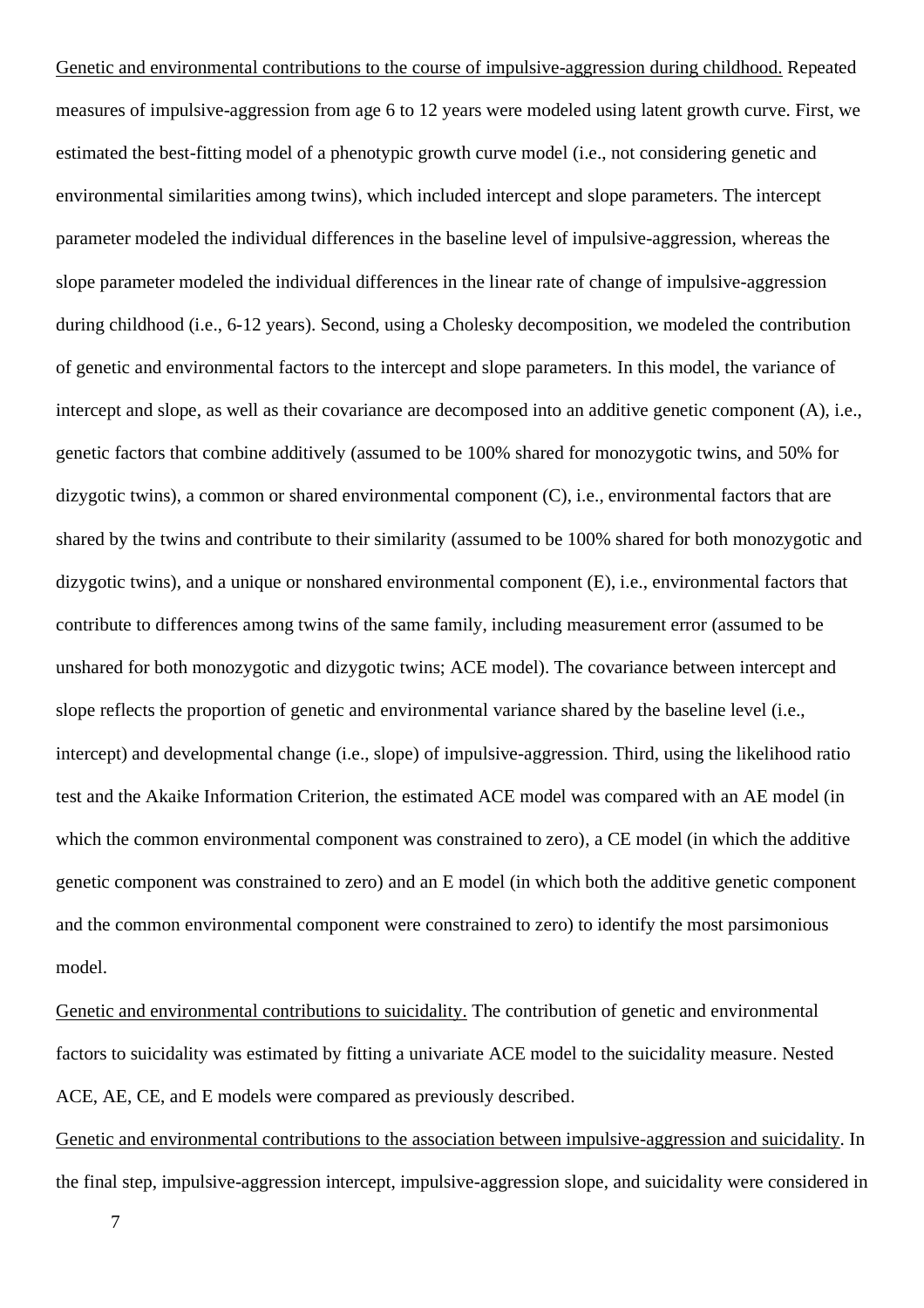Genetic and environmental contributions to the course of impulsive-aggression during childhood. Repeated measures of impulsive-aggression from age 6 to 12 years were modeled using latent growth curve. First, we estimated the best-fitting model of a phenotypic growth curve model (i.e., not considering genetic and environmental similarities among twins), which included intercept and slope parameters. The intercept parameter modeled the individual differences in the baseline level of impulsive-aggression, whereas the slope parameter modeled the individual differences in the linear rate of change of impulsive-aggression during childhood (i.e., 6-12 years). Second, using a Cholesky decomposition, we modeled the contribution of genetic and environmental factors to the intercept and slope parameters. In this model, the variance of intercept and slope, as well as their covariance are decomposed into an additive genetic component (A), i.e., genetic factors that combine additively (assumed to be 100% shared for monozygotic twins, and 50% for dizygotic twins), a common or shared environmental component (C), i.e., environmental factors that are shared by the twins and contribute to their similarity (assumed to be 100% shared for both monozygotic and dizygotic twins), and a unique or nonshared environmental component (E), i.e., environmental factors that contribute to differences among twins of the same family, including measurement error (assumed to be unshared for both monozygotic and dizygotic twins; ACE model). The covariance between intercept and slope reflects the proportion of genetic and environmental variance shared by the baseline level (i.e., intercept) and developmental change (i.e., slope) of impulsive-aggression. Third, using the likelihood ratio test and the Akaike Information Criterion, the estimated ACE model was compared with an AE model (in which the common environmental component was constrained to zero), a CE model (in which the additive genetic component was constrained to zero) and an E model (in which both the additive genetic component and the common environmental component were constrained to zero) to identify the most parsimonious model.

Genetic and environmental contributions to suicidality. The contribution of genetic and environmental factors to suicidality was estimated by fitting a univariate ACE model to the suicidality measure. Nested ACE, AE, CE, and E models were compared as previously described.

Genetic and environmental contributions to the association between impulsive-aggression and suicidality. In the final step, impulsive-aggression intercept, impulsive-aggression slope, and suicidality were considered in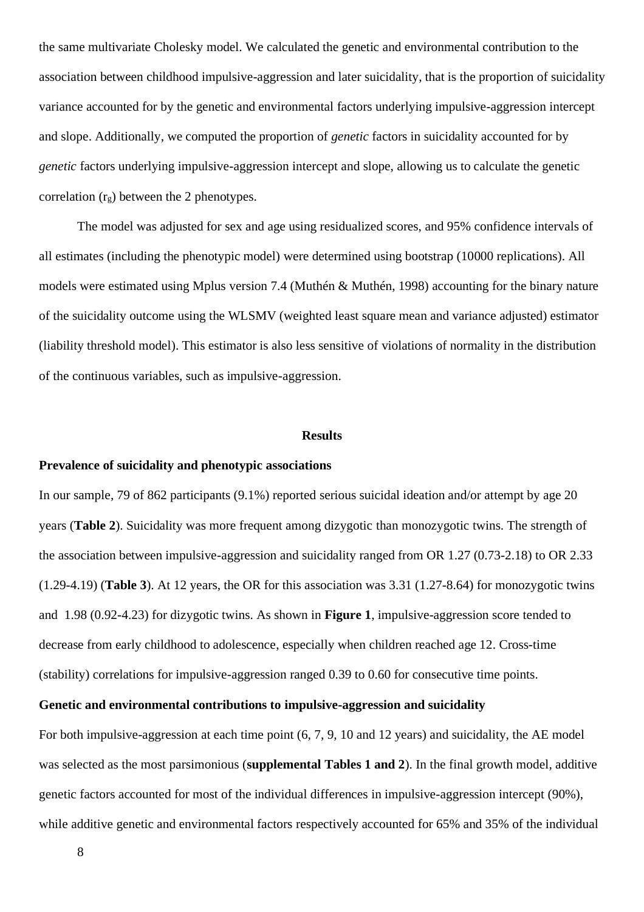the same multivariate Cholesky model. We calculated the genetic and environmental contribution to the association between childhood impulsive-aggression and later suicidality, that is the proportion of suicidality variance accounted for by the genetic and environmental factors underlying impulsive-aggression intercept and slope. Additionally, we computed the proportion of *genetic* factors in suicidality accounted for by *genetic* factors underlying impulsive-aggression intercept and slope, allowing us to calculate the genetic correlation ($r_g$) between the 2 phenotypes.

The model was adjusted for sex and age using residualized scores, and 95% confidence intervals of all estimates (including the phenotypic model) were determined using bootstrap (10000 replications). All models were estimated using Mplus version 7.4 (Muthén & Muthén, 1998) accounting for the binary nature of the suicidality outcome using the WLSMV (weighted least square mean and variance adjusted) estimator (liability threshold model). This estimator is also less sensitive of violations of normality in the distribution of the continuous variables, such as impulsive-aggression.

## Results

### Prevalence of suicidality and phenotypic associations

In our sample, 79 of 862 participants (9.1%) reported serious suicidal ideation and/or attempt by age 20 years (**Table 2**). Suicidality was more frequent among dizygotic than monozygotic twins. The strength of the association between impulsive-aggression and suicidality ranged from OR 1.27 (0.73-2.18) to OR 2.33 (1.29-4.19) (**Table 3**). At 12 years, the OR for this association was 3.31 (1.27-8.64) for monozygotic twins and 1.98 (0.92-4.23) for dizygotic twins. As shown in **Figure 1**, impulsive-aggression score tended to decrease from early childhood to adolescence, especially when children reached age 12. Cross-time (stability) correlations for impulsive-aggression ranged 0.39 to 0.60 for consecutive time points.

### Genetic and environmental contributions to impulsive-aggression and suicidality

For both impulsive-aggression at each time point (6, 7, 9, 10 and 12 years) and suicidality, the AE model was selected as the most parsimonious (**supplemental Tables 1 and 2**). In the final growth model, additive genetic factors accounted for most of the individual differences in impulsive-aggression intercept (90%), while additive genetic and environmental factors respectively accounted for 65% and 35% of the individual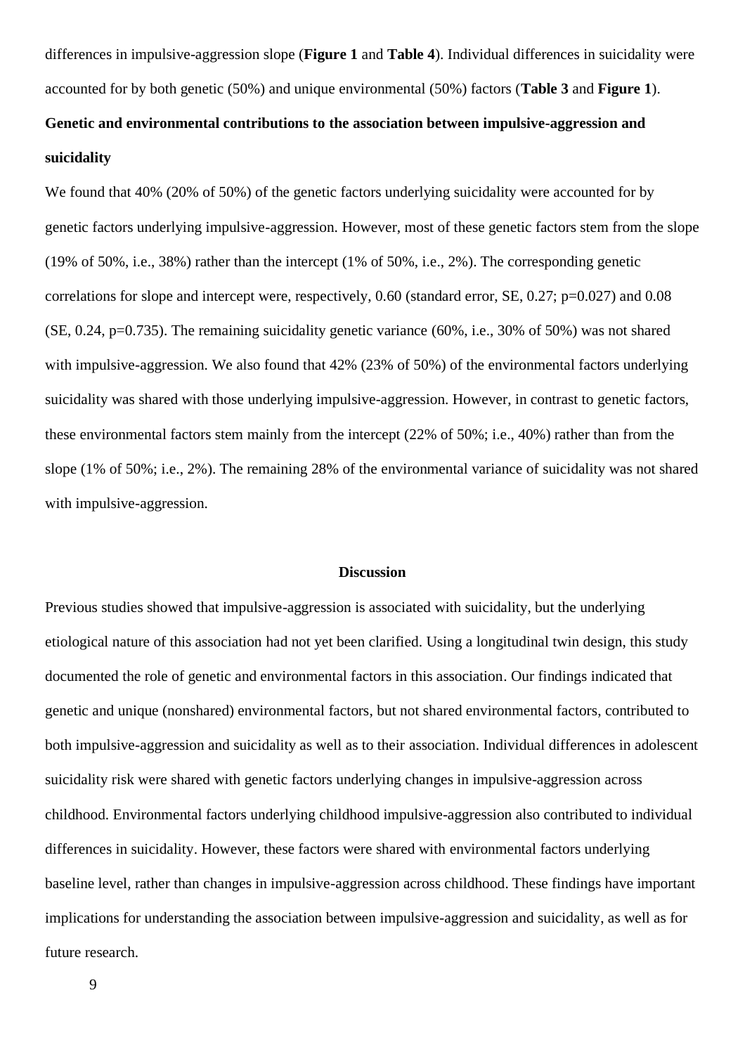differences in impulsive-aggression slope (**Figure 1** and **Table 4**). Individual differences in suicidality were accounted for by both genetic (50%) and unique environmental (50%) factors (**Table 3** and **Figure 1**).

### Genetic and environmental contributions to the association between impulsive-aggression and suicidality

We found that 40% (20% of 50%) of the genetic factors underlying suicidality were accounted for by genetic factors underlying impulsive-aggression. However, most of these genetic factors stem from the slope (19% of 50%, i.e., 38%) rather than the intercept (1% of 50%, i.e., 2%). The corresponding genetic correlations for slope and intercept were, respectively, 0.60 (standard error, SE, 0.27; p=0.027) and 0.08 (SE, 0.24, p=0.735). The remaining suicidality genetic variance (60%, i.e., 30% of 50%) was not shared with impulsive-aggression. We also found that 42% (23% of 50%) of the environmental factors underlying suicidality was shared with those underlying impulsive-aggression. However, in contrast to genetic factors, these environmental factors stem mainly from the intercept (22% of 50%; i.e., 40%) rather than from the slope (1% of 50%; i.e., 2%). The remaining 28% of the environmental variance of suicidality was not shared with impulsive-aggression.

## Discussion

Previous studies showed that impulsive-aggression is associated with suicidality, but the underlying etiological nature of this association had not yet been clarified. Using a longitudinal twin design, this study documented the role of genetic and environmental factors in this association. Our findings indicated that genetic and unique (nonshared) environmental factors, but not shared environmental factors, contributed to both impulsive-aggression and suicidality as well as to their association. Individual differences in adolescent suicidality risk were shared with genetic factors underlying changes in impulsive-aggression across childhood. Environmental factors underlying childhood impulsive-aggression also contributed to individual differences in suicidality. However, these factors were shared with environmental factors underlying baseline level, rather than changes in impulsive-aggression across childhood. These findings have important implications for understanding the association between impulsive-aggression and suicidality, as well as for future research.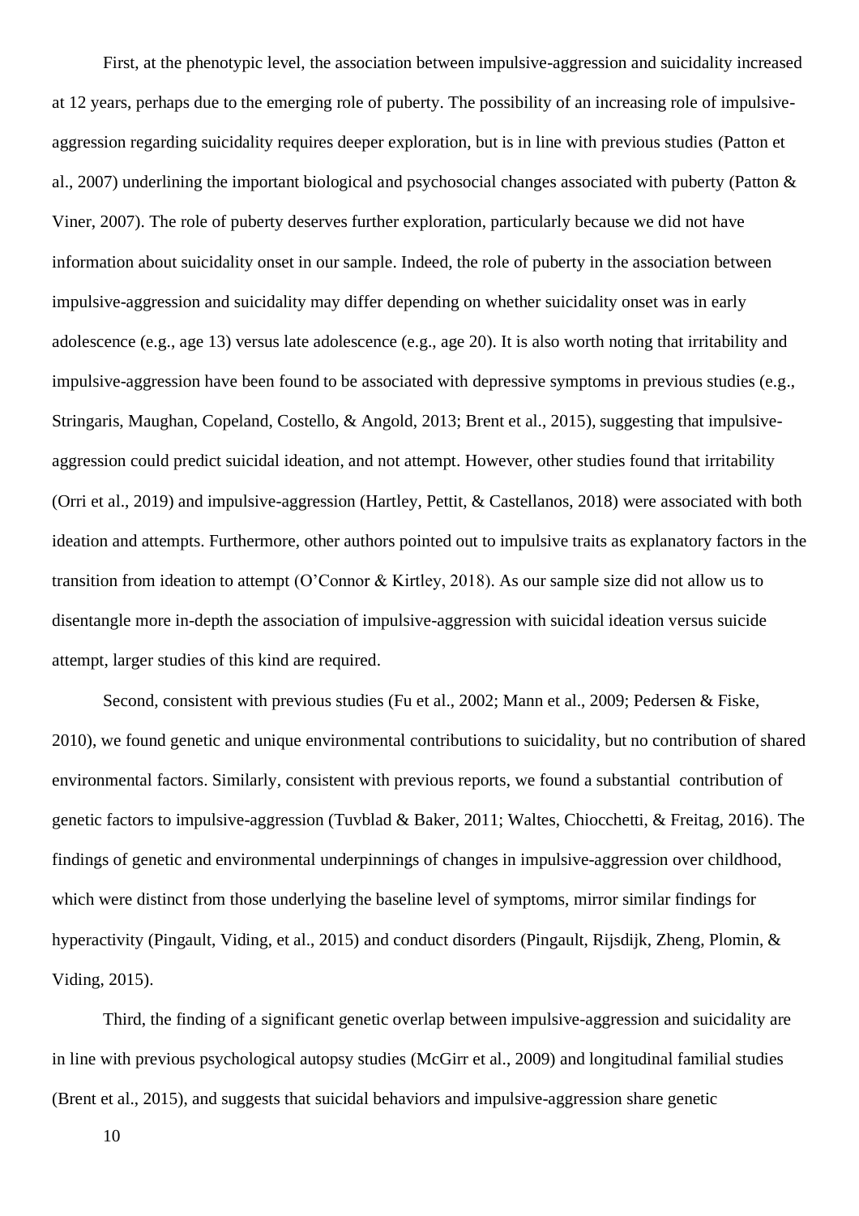First, at the phenotypic level, the association between impulsive-aggression and suicidality increased at 12 years, perhaps due to the emerging role of puberty. The possibility of an increasing role of impulsive-aggression regarding suicidality requires deeper exploration, but is in line with previous studies (Patton et al., 2007) underlining the important biological and psychosocial changes associated with puberty (Patton & Viner, 2007). The role of puberty deserves further exploration, particularly because we did not have information about suicidality onset in our sample. Indeed, the role of puberty in the association between impulsive-aggression and suicidality may differ depending on whether suicidality onset was in early adolescence (e.g., age 13) versus late adolescence (e.g., age 20). It is also worth noting that irritability and impulsive-aggression have been found to be associated with depressive symptoms in previous studies (e.g., Stringaris, Maughan, Copeland, Costello, & Angold, 2013; Brent et al., 2015), suggesting that impulsive-aggression could predict suicidal ideation, and not attempt. However, other studies found that irritability (Orri et al., 2019) and impulsive-aggression (Hartley, Pettit, & Castellanos, 2018) were associated with both ideation and attempts. Furthermore, other authors pointed out to impulsive traits as explanatory factors in the transition from ideation to attempt (O'Connor & Kirtley, 2018). As our sample size did not allow us to disentangle more in-depth the association of impulsive-aggression with suicidal ideation versus suicide attempt, larger studies of this kind are required.

Second, consistent with previous studies (Fu et al., 2002; Mann et al., 2009; Pedersen & Fiske, 2010), we found genetic and unique environmental contributions to suicidality, but no contribution of shared environmental factors. Similarly, consistent with previous reports, we found a substantial contribution of genetic factors to impulsive-aggression (Tuvblad & Baker, 2011; Waltes, Chiocchetti, & Freitag, 2016). The findings of genetic and environmental underpinnings of changes in impulsive-aggression over childhood, which were distinct from those underlying the baseline level of symptoms, mirror similar findings for hyperactivity (Pingault, Viding, et al., 2015) and conduct disorders (Pingault, Rijsdijk, Zheng, Plomin, & Viding, 2015).

Third, the finding of a significant genetic overlap between impulsive-aggression and suicidality are in line with previous psychological autopsy studies (McGirr et al., 2009) and longitudinal familial studies (Brent et al., 2015), and suggests that suicidal behaviors and impulsive-aggression share genetic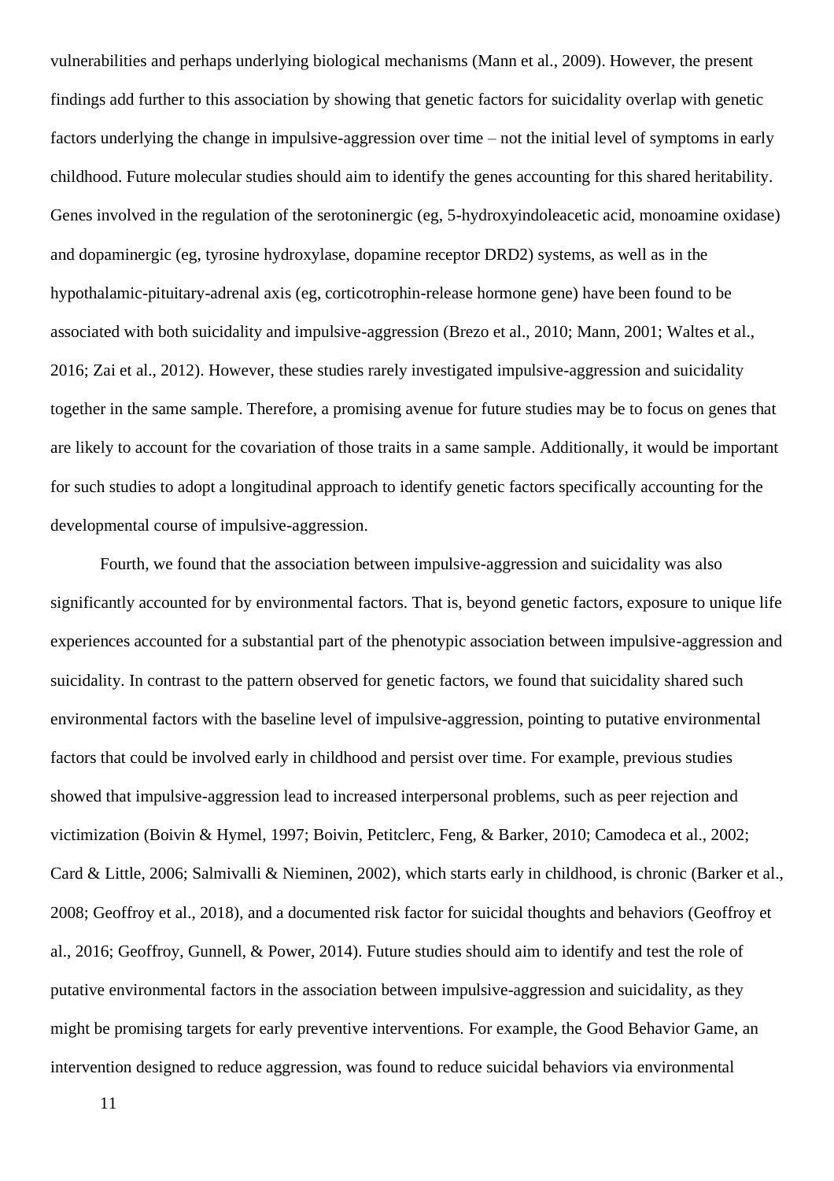vulnerabilities and perhaps underlying biological mechanisms (Mann et al., 2009). However, the present findings add further to this association by showing that genetic factors for suicidality overlap with genetic factors underlying the change in impulsive-aggression over time – not the initial level of symptoms in early childhood. Future molecular studies should aim to identify the genes accounting for this shared heritability. Genes involved in the regulation of the serotoninergic (eg, 5-hydroxyindoleacetic acid, monoamine oxidase) and dopaminergic (eg, tyrosine hydroxylase, dopamine receptor DRD2) systems, as well as in the hypothalamic-pituitary-adrenal axis (eg, corticotrophin-release hormone gene) have been found to be associated with both suicidality and impulsive-aggression (Brezo et al., 2010; Mann, 2001; Waltes et al., 2016; Zai et al., 2012). However, these studies rarely investigated impulsive-aggression and suicidality together in the same sample. Therefore, a promising avenue for future studies may be to focus on genes that are likely to account for the covariation of those traits in a same sample. Additionally, it would be important for such studies to adopt a longitudinal approach to identify genetic factors specifically accounting for the developmental course of impulsive-aggression.

Fourth, we found that the association between impulsive-aggression and suicidality was also significantly accounted for by environmental factors. That is, beyond genetic factors, exposure to unique life experiences accounted for a substantial part of the phenotypic association between impulsive-aggression and suicidality. In contrast to the pattern observed for genetic factors, we found that suicidality shared such environmental factors with the baseline level of impulsive-aggression, pointing to putative environmental factors that could be involved early in childhood and persist over time. For example, previous studies showed that impulsive-aggression lead to increased interpersonal problems, such as peer rejection and victimization (Boivin & Hymel, 1997; Boivin, Petitclerc, Feng, & Barker, 2010; Camodeca et al., 2002; Card & Little, 2006; Salmivalli & Nieminen, 2002), which starts early in childhood, is chronic (Barker et al., 2008; Geoffroy et al., 2018), and a documented risk factor for suicidal thoughts and behaviors (Geoffroy et al., 2016; Geoffroy, Gunnell, & Power, 2014). Future studies should aim to identify and test the role of putative environmental factors in the association between impulsive-aggression and suicidality, as they might be promising targets for early preventive interventions. For example, the Good Behavior Game, an intervention designed to reduce aggression, was found to reduce suicidal behaviors via environmental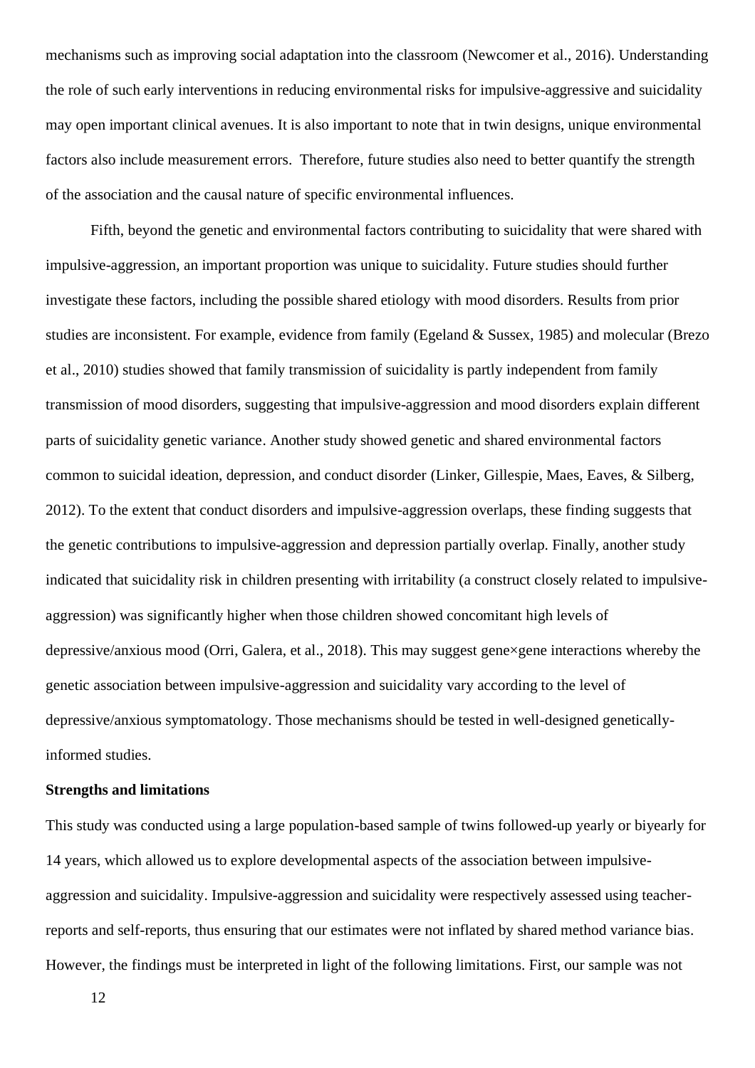mechanisms such as improving social adaptation into the classroom (Newcomer et al., 2016). Understanding the role of such early interventions in reducing environmental risks for impulsive-aggressive and suicidality may open important clinical avenues. It is also important to note that in twin designs, unique environmental factors also include measurement errors. Therefore, future studies also need to better quantify the strength of the association and the causal nature of specific environmental influences.

Fifth, beyond the genetic and environmental factors contributing to suicidality that were shared with impulsive-aggression, an important proportion was unique to suicidality. Future studies should further investigate these factors, including the possible shared etiology with mood disorders. Results from prior studies are inconsistent. For example, evidence from family (Egeland & Sussex, 1985) and molecular (Brezo et al., 2010) studies showed that family transmission of suicidality is partly independent from family transmission of mood disorders, suggesting that impulsive-aggression and mood disorders explain different parts of suicidality genetic variance. Another study showed genetic and shared environmental factors common to suicidal ideation, depression, and conduct disorder (Linker, Gillespie, Maes, Eaves, & Silberg, 2012). To the extent that conduct disorders and impulsive-aggression overlaps, these finding suggests that the genetic contributions to impulsive-aggression and depression partially overlap. Finally, another study indicated that suicidality risk in children presenting with irritability (a construct closely related to impulsive-aggression) was significantly higher when those children showed concomitant high levels of depressive/anxious mood (Orri, Galera, et al., 2018). This may suggest gene×gene interactions whereby the genetic association between impulsive-aggression and suicidality vary according to the level of depressive/anxious symptomatology. Those mechanisms should be tested in well-designed genetically-informed studies.

**Strengths and limitations**

This study was conducted using a large population-based sample of twins followed-up yearly or biyearly for 14 years, which allowed us to explore developmental aspects of the association between impulsive-aggression and suicidality. Impulsive-aggression and suicidality were respectively assessed using teacher-reports and self-reports, thus ensuring that our estimates were not inflated by shared method variance bias. However, the findings must be interpreted in light of the following limitations. First, our sample was not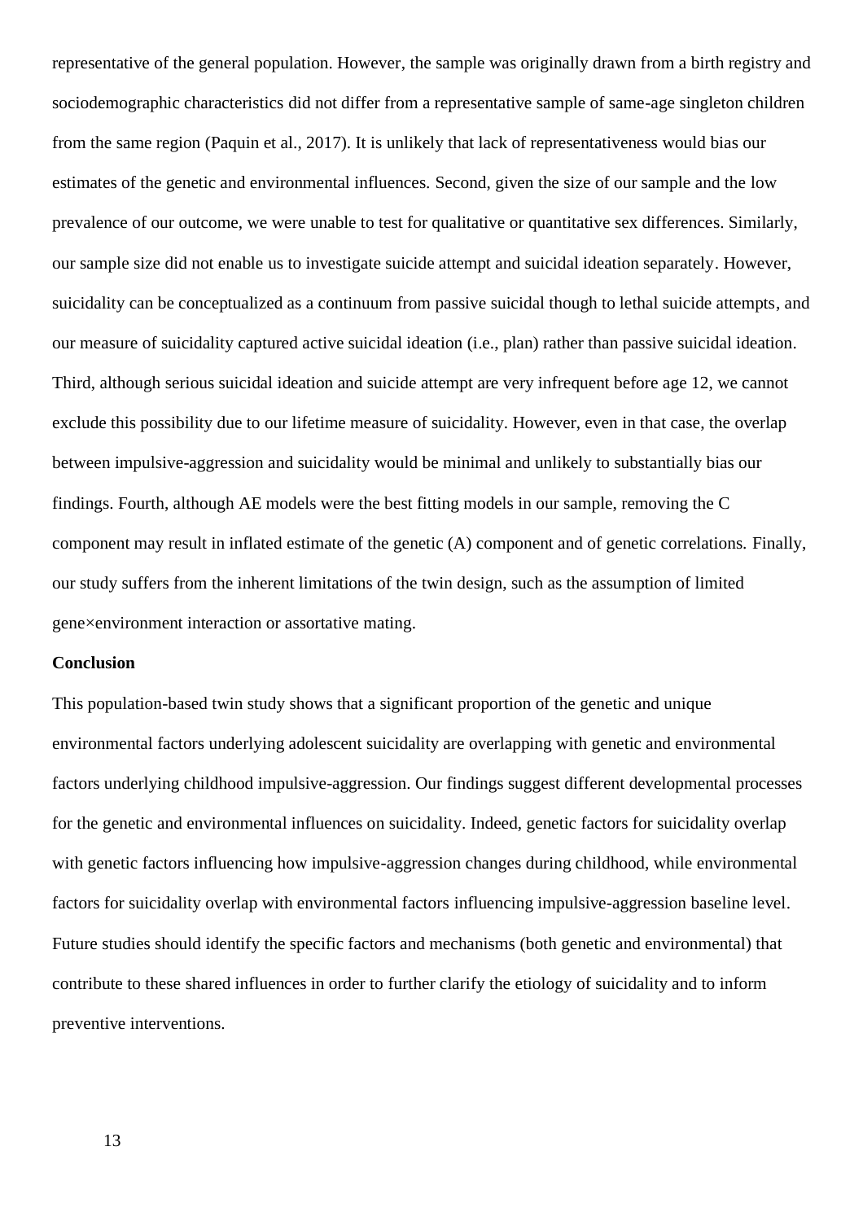representative of the general population. However, the sample was originally drawn from a birth registry and sociodemographic characteristics did not differ from a representative sample of same-age singleton children from the same region (Paquin et al., 2017). It is unlikely that lack of representativeness would bias our estimates of the genetic and environmental influences. Second, given the size of our sample and the low prevalence of our outcome, we were unable to test for qualitative or quantitative sex differences. Similarly, our sample size did not enable us to investigate suicide attempt and suicidal ideation separately. However, suicidality can be conceptualized as a continuum from passive suicidal though to lethal suicide attempts, and our measure of suicidality captured active suicidal ideation (i.e., plan) rather than passive suicidal ideation. Third, although serious suicidal ideation and suicide attempt are very infrequent before age 12, we cannot exclude this possibility due to our lifetime measure of suicidality. However, even in that case, the overlap between impulsive-aggression and suicidality would be minimal and unlikely to substantially bias our findings. Fourth, although AE models were the best fitting models in our sample, removing the C component may result in inflated estimate of the genetic (A) component and of genetic correlations. Finally, our study suffers from the inherent limitations of the twin design, such as the assumption of limited gene×environment interaction or assortative mating.

**Conclusion**

This population-based twin study shows that a significant proportion of the genetic and unique environmental factors underlying adolescent suicidality are overlapping with genetic and environmental factors underlying childhood impulsive-aggression. Our findings suggest different developmental processes for the genetic and environmental influences on suicidality. Indeed, genetic factors for suicidality overlap with genetic factors influencing how impulsive-aggression changes during childhood, while environmental factors for suicidality overlap with environmental factors influencing impulsive-aggression baseline level. Future studies should identify the specific factors and mechanisms (both genetic and environmental) that contribute to these shared influences in order to further clarify the etiology of suicidality and to inform preventive interventions.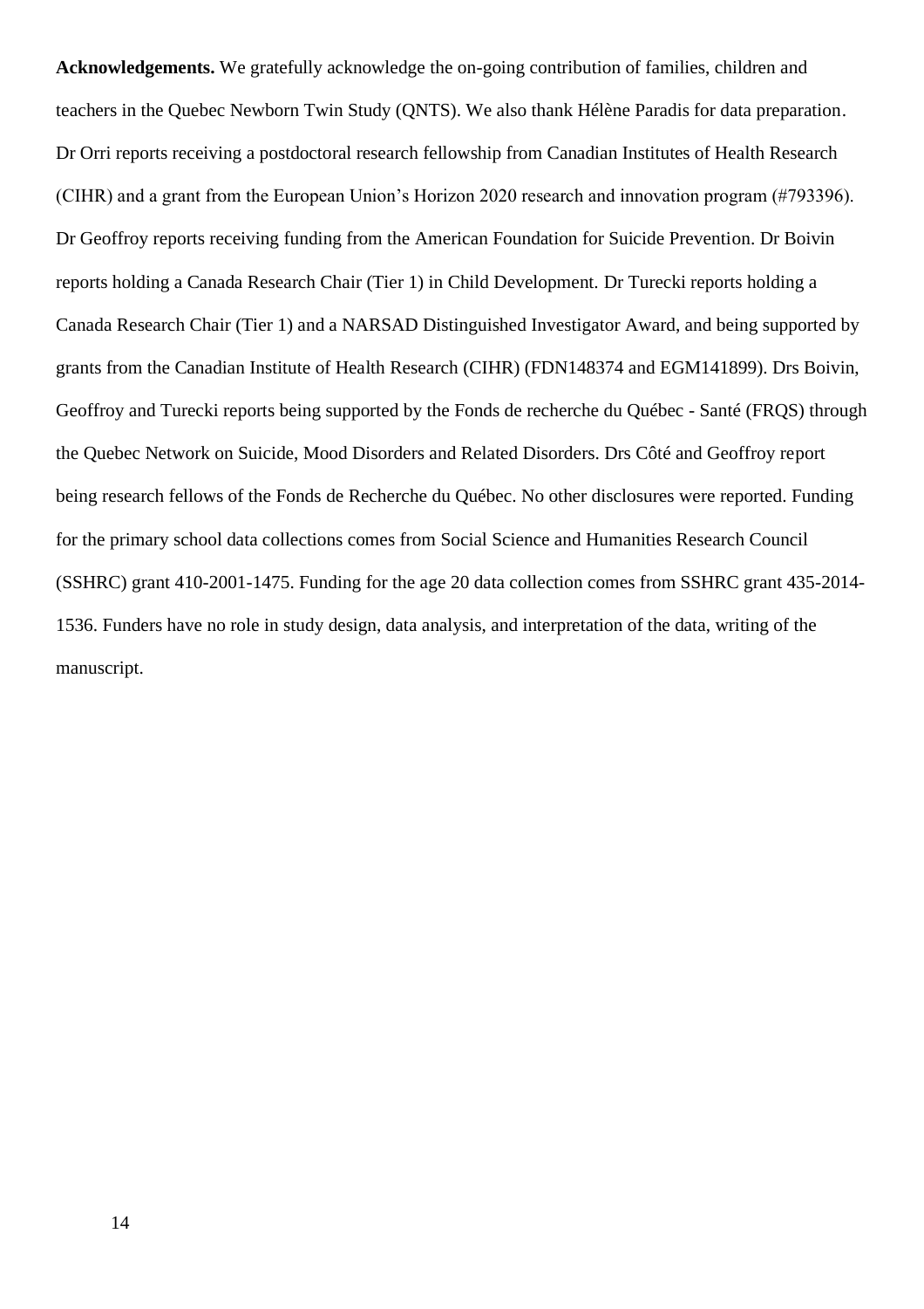**Acknowledgements.** We gratefully acknowledge the on-going contribution of families, children and teachers in the Quebec Newborn Twin Study (QNTS). We also thank Hélène Paradis for data preparation. Dr Orri reports receiving a postdoctoral research fellowship from Canadian Institutes of Health Research (CIHR) and a grant from the European Union's Horizon 2020 research and innovation program (#793396). Dr Geoffroy reports receiving funding from the American Foundation for Suicide Prevention. Dr Boivin reports holding a Canada Research Chair (Tier 1) in Child Development. Dr Turecki reports holding a Canada Research Chair (Tier 1) and a NARSAD Distinguished Investigator Award, and being supported by grants from the Canadian Institute of Health Research (CIHR) (FDN148374 and EGM141899). Drs Boivin, Geoffroy and Turecki reports being supported by the Fonds de recherche du Québec - Santé (FRQS) through the Quebec Network on Suicide, Mood Disorders and Related Disorders. Drs Côté and Geoffroy report being research fellows of the Fonds de Recherche du Québec. No other disclosures were reported. Funding for the primary school data collections comes from Social Science and Humanities Research Council (SSHRC) grant 410-2001-1475. Funding for the age 20 data collection comes from SSHRC grant 435-2014-1536. Funders have no role in study design, data analysis, and interpretation of the data, writing of the manuscript.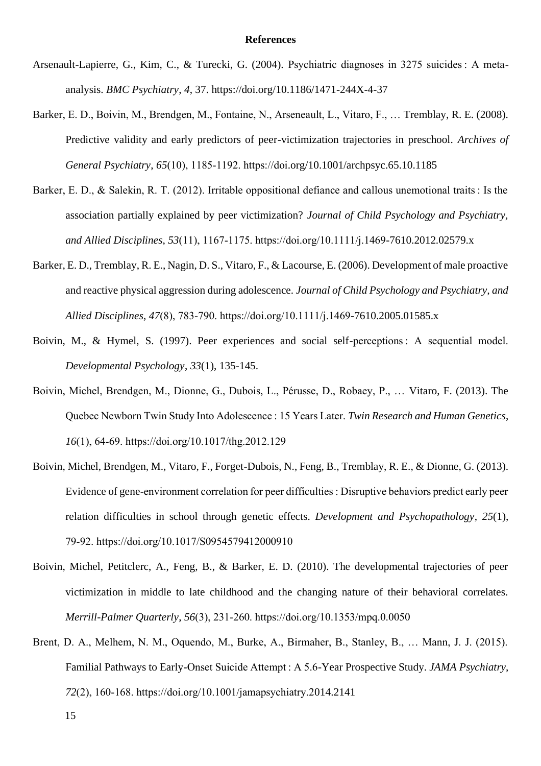# References

Arsenault-Lapierre, G., Kim, C., & Turecki, G. (2004). Psychiatric diagnoses in 3275 suicides : A meta-analysis. *BMC Psychiatry*, *4*, 37. https://doi.org/10.1186/1471-244X-4-37

Barker, E. D., Boivin, M., Brendgen, M., Fontaine, N., Arseneault, L., Vitaro, F., … Tremblay, R. E. (2008). Predictive validity and early predictors of peer-victimization trajectories in preschool. *Archives of General Psychiatry*, *65*(10), 1185-1192. https://doi.org/10.1001/archpsyc.65.10.1185

Barker, E. D., & Salekin, R. T. (2012). Irritable oppositional defiance and callous unemotional traits : Is the association partially explained by peer victimization? *Journal of Child Psychology and Psychiatry, and Allied Disciplines*, *53*(11), 1167-1175. https://doi.org/10.1111/j.1469-7610.2012.02579.x

Barker, E. D., Tremblay, R. E., Nagin, D. S., Vitaro, F., & Lacourse, E. (2006). Development of male proactive and reactive physical aggression during adolescence. *Journal of Child Psychology and Psychiatry, and Allied Disciplines*, *47*(8), 783-790. https://doi.org/10.1111/j.1469-7610.2005.01585.x

Boivin, M., & Hymel, S. (1997). Peer experiences and social self-perceptions : A sequential model. *Developmental Psychology*, *33*(1), 135-145.

Boivin, Michel, Brendgen, M., Dionne, G., Dubois, L., Pérusse, D., Robaey, P., … Vitaro, F. (2013). The Quebec Newborn Twin Study Into Adolescence : 15 Years Later. *Twin Research and Human Genetics*, *16*(1), 64-69. https://doi.org/10.1017/thg.2012.129

Boivin, Michel, Brendgen, M., Vitaro, F., Forget-Dubois, N., Feng, B., Tremblay, R. E., & Dionne, G. (2013). Evidence of gene-environment correlation for peer difficulties : Disruptive behaviors predict early peer relation difficulties in school through genetic effects. *Development and Psychopathology*, *25*(1), 79-92. https://doi.org/10.1017/S0954579412000910

Boivin, Michel, Petitclerc, A., Feng, B., & Barker, E. D. (2010). The developmental trajectories of peer victimization in middle to late childhood and the changing nature of their behavioral correlates. *Merrill-Palmer Quarterly*, *56*(3), 231-260. https://doi.org/10.1353/mpq.0.0050

Brent, D. A., Melhem, N. M., Oquendo, M., Burke, A., Birmaher, B., Stanley, B., … Mann, J. J. (2015). Familial Pathways to Early-Onset Suicide Attempt : A 5.6-Year Prospective Study. *JAMA Psychiatry*, *72*(2), 160-168. https://doi.org/10.1001/jamapsychiatry.2014.2141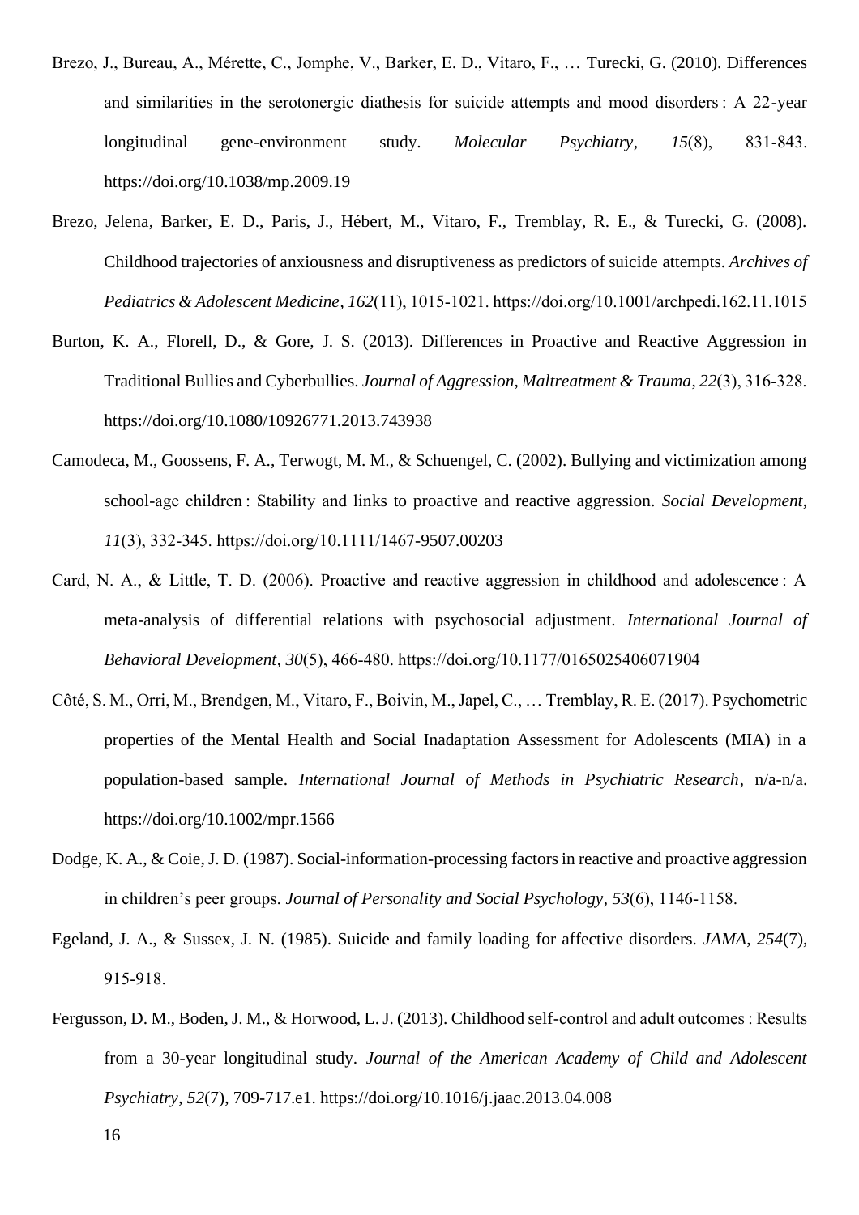Brezo, J., Bureau, A., Mérette, C., Jomphe, V., Barker, E. D., Vitaro, F., … Turecki, G. (2010). Differences and similarities in the serotonergic diathesis for suicide attempts and mood disorders : A 22-year longitudinal gene-environment study. *Molecular Psychiatry*, *15*(8), 831-843. https://doi.org/10.1038/mp.2009.19

Brezo, Jelena, Barker, E. D., Paris, J., Hébert, M., Vitaro, F., Tremblay, R. E., & Turecki, G. (2008). Childhood trajectories of anxiousness and disruptiveness as predictors of suicide attempts. *Archives of Pediatrics & Adolescent Medicine*, *162*(11), 1015-1021. https://doi.org/10.1001/archpedi.162.11.1015

Burton, K. A., Florell, D., & Gore, J. S. (2013). Differences in Proactive and Reactive Aggression in Traditional Bullies and Cyberbullies. *Journal of Aggression, Maltreatment & Trauma*, *22*(3), 316-328. https://doi.org/10.1080/10926771.2013.743938

Camodeca, M., Goossens, F. A., Terwogt, M. M., & Schuengel, C. (2002). Bullying and victimization among school-age children : Stability and links to proactive and reactive aggression. *Social Development*, *11*(3), 332-345. https://doi.org/10.1111/1467-9507.00203

Card, N. A., & Little, T. D. (2006). Proactive and reactive aggression in childhood and adolescence : A meta-analysis of differential relations with psychosocial adjustment. *International Journal of Behavioral Development*, *30*(5), 466-480. https://doi.org/10.1177/0165025406071904

Côté, S. M., Orri, M., Brendgen, M., Vitaro, F., Boivin, M., Japel, C., … Tremblay, R. E. (2017). Psychometric properties of the Mental Health and Social Inadaptation Assessment for Adolescents (MIA) in a population-based sample. *International Journal of Methods in Psychiatric Research*, n/a-n/a. https://doi.org/10.1002/mpr.1566

Dodge, K. A., & Coie, J. D. (1987). Social-information-processing factors in reactive and proactive aggression in children's peer groups. *Journal of Personality and Social Psychology*, *53*(6), 1146-1158.

Egeland, J. A., & Sussex, J. N. (1985). Suicide and family loading for affective disorders. *JAMA*, *254*(7), 915-918.

Fergusson, D. M., Boden, J. M., & Horwood, L. J. (2013). Childhood self-control and adult outcomes : Results from a 30-year longitudinal study. *Journal of the American Academy of Child and Adolescent Psychiatry*, *52*(7), 709-717.e1. https://doi.org/10.1016/j.jaac.2013.04.008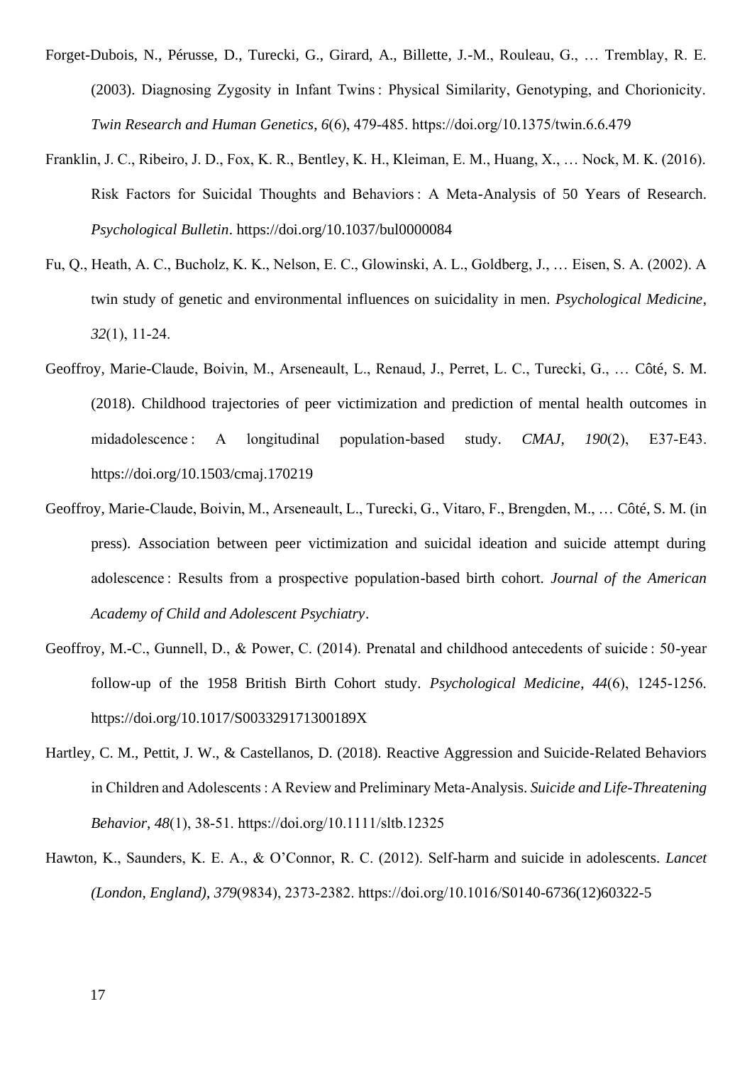Forget-Dubois, N., Pérusse, D., Turecki, G., Girard, A., Billette, J.-M., Rouleau, G., … Tremblay, R. E. (2003). Diagnosing Zygosity in Infant Twins : Physical Similarity, Genotyping, and Chorionicity. *Twin Research and Human Genetics*, *6*(6), 479-485. https://doi.org/10.1375/twin.6.6.479

Franklin, J. C., Ribeiro, J. D., Fox, K. R., Bentley, K. H., Kleiman, E. M., Huang, X., … Nock, M. K. (2016). Risk Factors for Suicidal Thoughts and Behaviors : A Meta-Analysis of 50 Years of Research. *Psychological Bulletin*. https://doi.org/10.1037/bul0000084

Fu, Q., Heath, A. C., Bucholz, K. K., Nelson, E. C., Glowinski, A. L., Goldberg, J., … Eisen, S. A. (2002). A twin study of genetic and environmental influences on suicidality in men. *Psychological Medicine*, *32*(1), 11-24.

Geoffroy, Marie-Claude, Boivin, M., Arseneault, L., Renaud, J., Perret, L. C., Turecki, G., … Côté, S. M. (2018). Childhood trajectories of peer victimization and prediction of mental health outcomes in midadolescence : A longitudinal population-based study. *CMAJ*, *190*(2), E37-E43. https://doi.org/10.1503/cmaj.170219

Geoffroy, Marie-Claude, Boivin, M., Arseneault, L., Turecki, G., Vitaro, F., Brengden, M., … Côté, S. M. (in press). Association between peer victimization and suicidal ideation and suicide attempt during adolescence : Results from a prospective population-based birth cohort. *Journal of the American Academy of Child and Adolescent Psychiatry*.

Geoffroy, M.-C., Gunnell, D., & Power, C. (2014). Prenatal and childhood antecedents of suicide : 50-year follow-up of the 1958 British Birth Cohort study. *Psychological Medicine*, *44*(6), 1245-1256. https://doi.org/10.1017/S003329171300189X

Hartley, C. M., Pettit, J. W., & Castellanos, D. (2018). Reactive Aggression and Suicide-Related Behaviors in Children and Adolescents : A Review and Preliminary Meta-Analysis. *Suicide and Life-Threatening Behavior*, *48*(1), 38-51. https://doi.org/10.1111/sltb.12325

Hawton, K., Saunders, K. E. A., & O'Connor, R. C. (2012). Self-harm and suicide in adolescents. *Lancet (London, England)*, *379*(9834), 2373-2382. https://doi.org/10.1016/S0140-6736(12)60322-5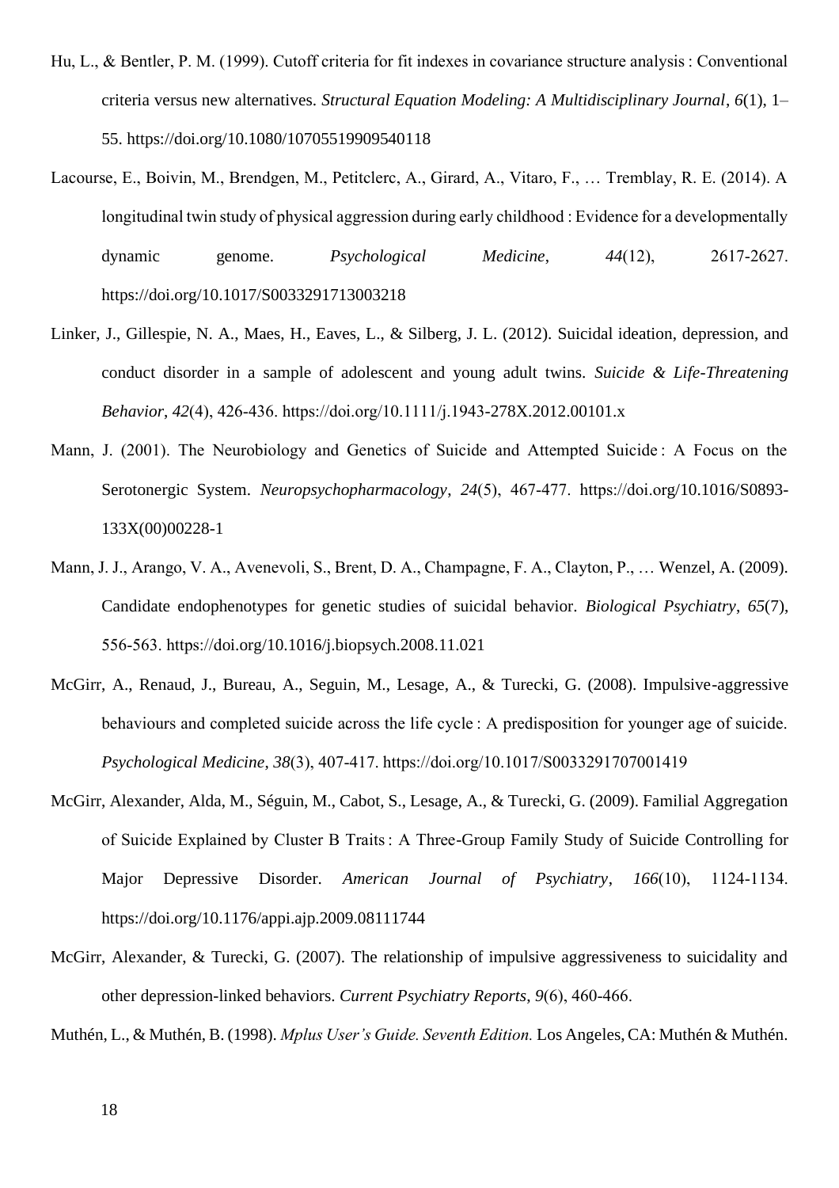Hu, L., & Bentler, P. M. (1999). Cutoff criteria for fit indexes in covariance structure analysis : Conventional criteria versus new alternatives. *Structural Equation Modeling: A Multidisciplinary Journal*, *6*(1), 1–55. https://doi.org/10.1080/10705519909540118

Lacourse, E., Boivin, M., Brendgen, M., Petitclerc, A., Girard, A., Vitaro, F., … Tremblay, R. E. (2014). A longitudinal twin study of physical aggression during early childhood : Evidence for a developmentally dynamic genome. *Psychological Medicine*, *44*(12), 2617-2627. https://doi.org/10.1017/S0033291713003218

Linker, J., Gillespie, N. A., Maes, H., Eaves, L., & Silberg, J. L. (2012). Suicidal ideation, depression, and conduct disorder in a sample of adolescent and young adult twins. *Suicide & Life-Threatening Behavior*, *42*(4), 426-436. https://doi.org/10.1111/j.1943-278X.2012.00101.x

Mann, J. (2001). The Neurobiology and Genetics of Suicide and Attempted Suicide : A Focus on the Serotonergic System. *Neuropsychopharmacology*, *24*(5), 467-477. https://doi.org/10.1016/S0893-133X(00)00228-1

Mann, J. J., Arango, V. A., Avenevoli, S., Brent, D. A., Champagne, F. A., Clayton, P., … Wenzel, A. (2009). Candidate endophenotypes for genetic studies of suicidal behavior. *Biological Psychiatry*, *65*(7), 556-563. https://doi.org/10.1016/j.biopsych.2008.11.021

McGirr, A., Renaud, J., Bureau, A., Seguin, M., Lesage, A., & Turecki, G. (2008). Impulsive-aggressive behaviours and completed suicide across the life cycle : A predisposition for younger age of suicide. *Psychological Medicine*, *38*(3), 407-417. https://doi.org/10.1017/S0033291707001419

McGirr, Alexander, Alda, M., Séguin, M., Cabot, S., Lesage, A., & Turecki, G. (2009). Familial Aggregation of Suicide Explained by Cluster B Traits : A Three-Group Family Study of Suicide Controlling for Major Depressive Disorder. *American Journal of Psychiatry*, *166*(10), 1124-1134. https://doi.org/10.1176/appi.ajp.2009.08111744

McGirr, Alexander, & Turecki, G. (2007). The relationship of impulsive aggressiveness to suicidality and other depression-linked behaviors. *Current Psychiatry Reports*, *9*(6), 460-466.

Muthén, L., & Muthén, B. (1998). *Mplus User's Guide. Seventh Edition.* Los Angeles, CA: Muthén & Muthén.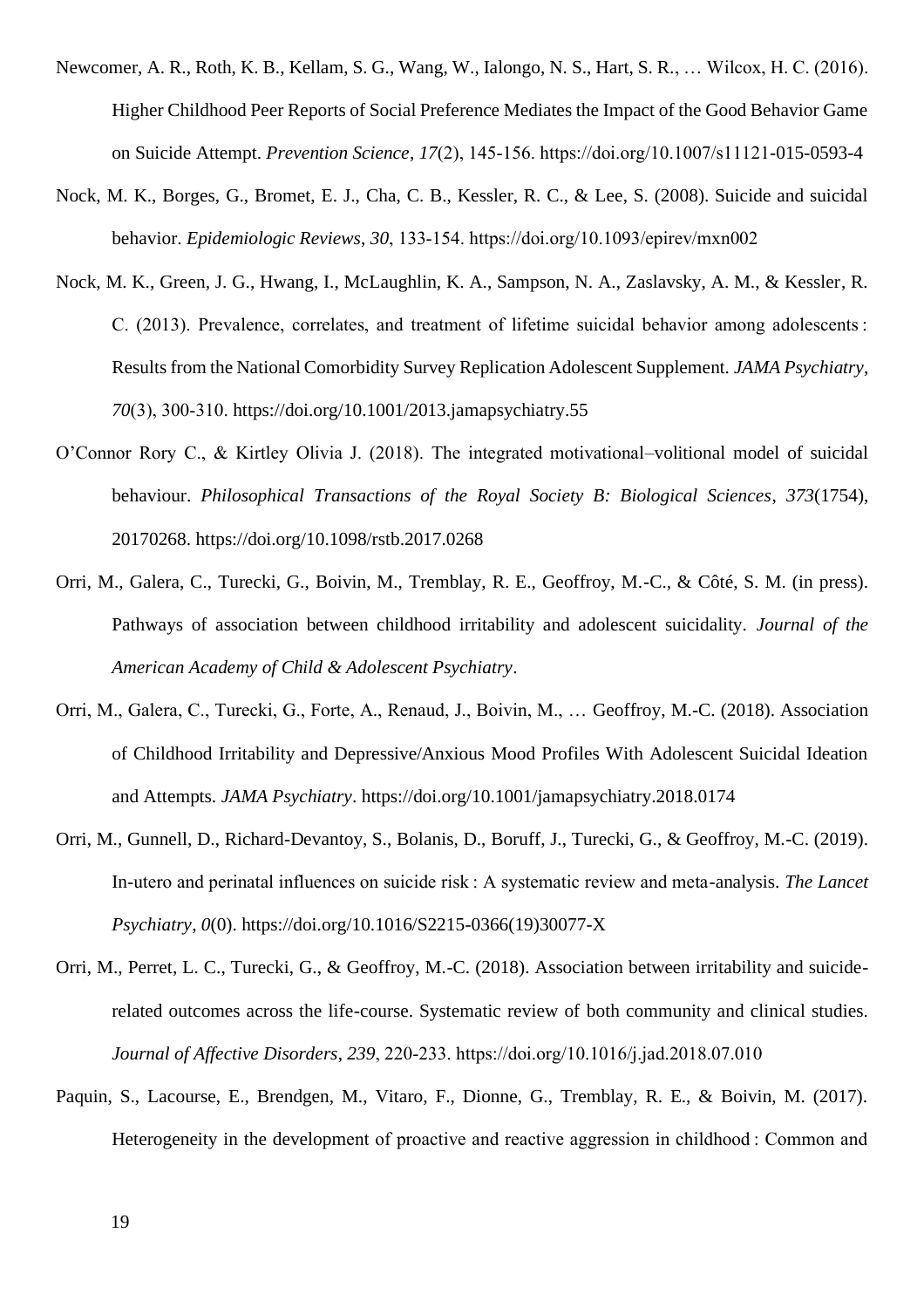Newcomer, A. R., Roth, K. B., Kellam, S. G., Wang, W., Ialongo, N. S., Hart, S. R., … Wilcox, H. C. (2016). Higher Childhood Peer Reports of Social Preference Mediates the Impact of the Good Behavior Game on Suicide Attempt. *Prevention Science*, *17*(2), 145-156. https://doi.org/10.1007/s11121-015-0593-4

Nock, M. K., Borges, G., Bromet, E. J., Cha, C. B., Kessler, R. C., & Lee, S. (2008). Suicide and suicidal behavior. *Epidemiologic Reviews*, *30*, 133-154. https://doi.org/10.1093/epirev/mxn002

Nock, M. K., Green, J. G., Hwang, I., McLaughlin, K. A., Sampson, N. A., Zaslavsky, A. M., & Kessler, R. C. (2013). Prevalence, correlates, and treatment of lifetime suicidal behavior among adolescents : Results from the National Comorbidity Survey Replication Adolescent Supplement. *JAMA Psychiatry*, *70*(3), 300-310. https://doi.org/10.1001/2013.jamapsychiatry.55

O'Connor Rory C., & Kirtley Olivia J. (2018). The integrated motivational–volitional model of suicidal behaviour. *Philosophical Transactions of the Royal Society B: Biological Sciences*, *373*(1754), 20170268. https://doi.org/10.1098/rstb.2017.0268

Orri, M., Galera, C., Turecki, G., Boivin, M., Tremblay, R. E., Geoffroy, M.-C., & Côté, S. M. (in press). Pathways of association between childhood irritability and adolescent suicidality. *Journal of the American Academy of Child & Adolescent Psychiatry*.

Orri, M., Galera, C., Turecki, G., Forte, A., Renaud, J., Boivin, M., … Geoffroy, M.-C. (2018). Association of Childhood Irritability and Depressive/Anxious Mood Profiles With Adolescent Suicidal Ideation and Attempts. *JAMA Psychiatry*. https://doi.org/10.1001/jamapsychiatry.2018.0174

Orri, M., Gunnell, D., Richard-Devantoy, S., Bolanis, D., Boruff, J., Turecki, G., & Geoffroy, M.-C. (2019). In-utero and perinatal influences on suicide risk : A systematic review and meta-analysis. *The Lancet Psychiatry*, *0*(0). https://doi.org/10.1016/S2215-0366(19)30077-X

Orri, M., Perret, L. C., Turecki, G., & Geoffroy, M.-C. (2018). Association between irritability and suicide-related outcomes across the life-course. Systematic review of both community and clinical studies. *Journal of Affective Disorders*, *239*, 220-233. https://doi.org/10.1016/j.jad.2018.07.010

Paquin, S., Lacourse, E., Brendgen, M., Vitaro, F., Dionne, G., Tremblay, R. E., & Boivin, M. (2017). Heterogeneity in the development of proactive and reactive aggression in childhood : Common and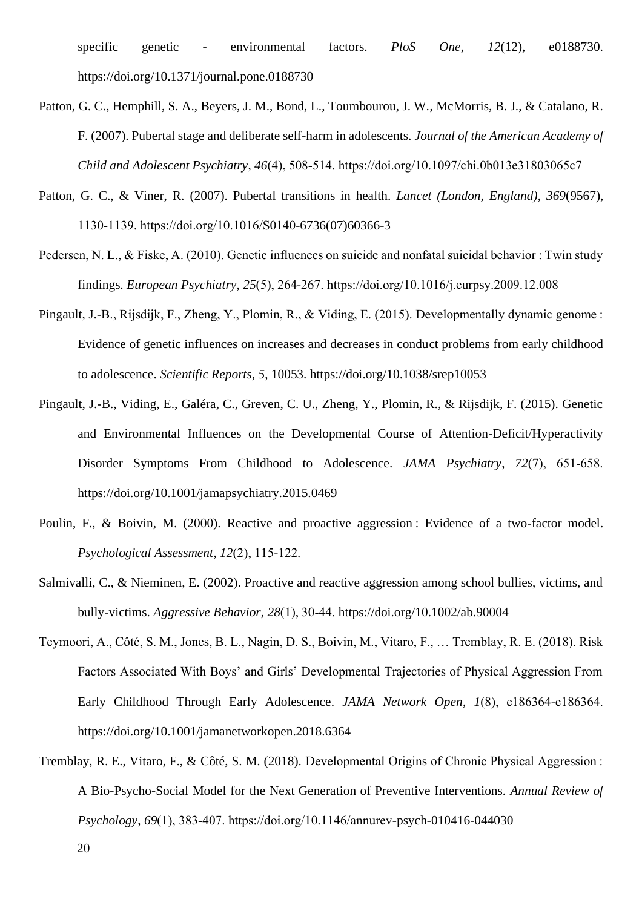specific genetic - environmental factors. *PloS One*, *12*(12), e0188730. https://doi.org/10.1371/journal.pone.0188730

Patton, G. C., Hemphill, S. A., Beyers, J. M., Bond, L., Toumbourou, J. W., McMorris, B. J., & Catalano, R. F. (2007). Pubertal stage and deliberate self-harm in adolescents. *Journal of the American Academy of Child and Adolescent Psychiatry*, *46*(4), 508-514. https://doi.org/10.1097/chi.0b013e31803065c7

Patton, G. C., & Viner, R. (2007). Pubertal transitions in health. *Lancet (London, England)*, *369*(9567), 1130-1139. https://doi.org/10.1016/S0140-6736(07)60366-3

Pedersen, N. L., & Fiske, A. (2010). Genetic influences on suicide and nonfatal suicidal behavior : Twin study findings. *European Psychiatry*, *25*(5), 264-267. https://doi.org/10.1016/j.eurpsy.2009.12.008

Pingault, J.-B., Rijsdijk, F., Zheng, Y., Plomin, R., & Viding, E. (2015). Developmentally dynamic genome : Evidence of genetic influences on increases and decreases in conduct problems from early childhood to adolescence. *Scientific Reports*, *5*, 10053. https://doi.org/10.1038/srep10053

Pingault, J.-B., Viding, E., Galéra, C., Greven, C. U., Zheng, Y., Plomin, R., & Rijsdijk, F. (2015). Genetic and Environmental Influences on the Developmental Course of Attention-Deficit/Hyperactivity Disorder Symptoms From Childhood to Adolescence. *JAMA Psychiatry*, *72*(7), 651-658. https://doi.org/10.1001/jamapsychiatry.2015.0469

Poulin, F., & Boivin, M. (2000). Reactive and proactive aggression : Evidence of a two-factor model. *Psychological Assessment*, *12*(2), 115-122.

Salmivalli, C., & Nieminen, E. (2002). Proactive and reactive aggression among school bullies, victims, and bully-victims. *Aggressive Behavior*, *28*(1), 30-44. https://doi.org/10.1002/ab.90004

Teymoori, A., Côté, S. M., Jones, B. L., Nagin, D. S., Boivin, M., Vitaro, F., … Tremblay, R. E. (2018). Risk Factors Associated With Boys' and Girls' Developmental Trajectories of Physical Aggression From Early Childhood Through Early Adolescence. *JAMA Network Open*, *1*(8), e186364-e186364. https://doi.org/10.1001/jamanetworkopen.2018.6364

Tremblay, R. E., Vitaro, F., & Côté, S. M. (2018). Developmental Origins of Chronic Physical Aggression : A Bio-Psycho-Social Model for the Next Generation of Preventive Interventions. *Annual Review of Psychology*, *69*(1), 383-407. https://doi.org/10.1146/annurev-psych-010416-044030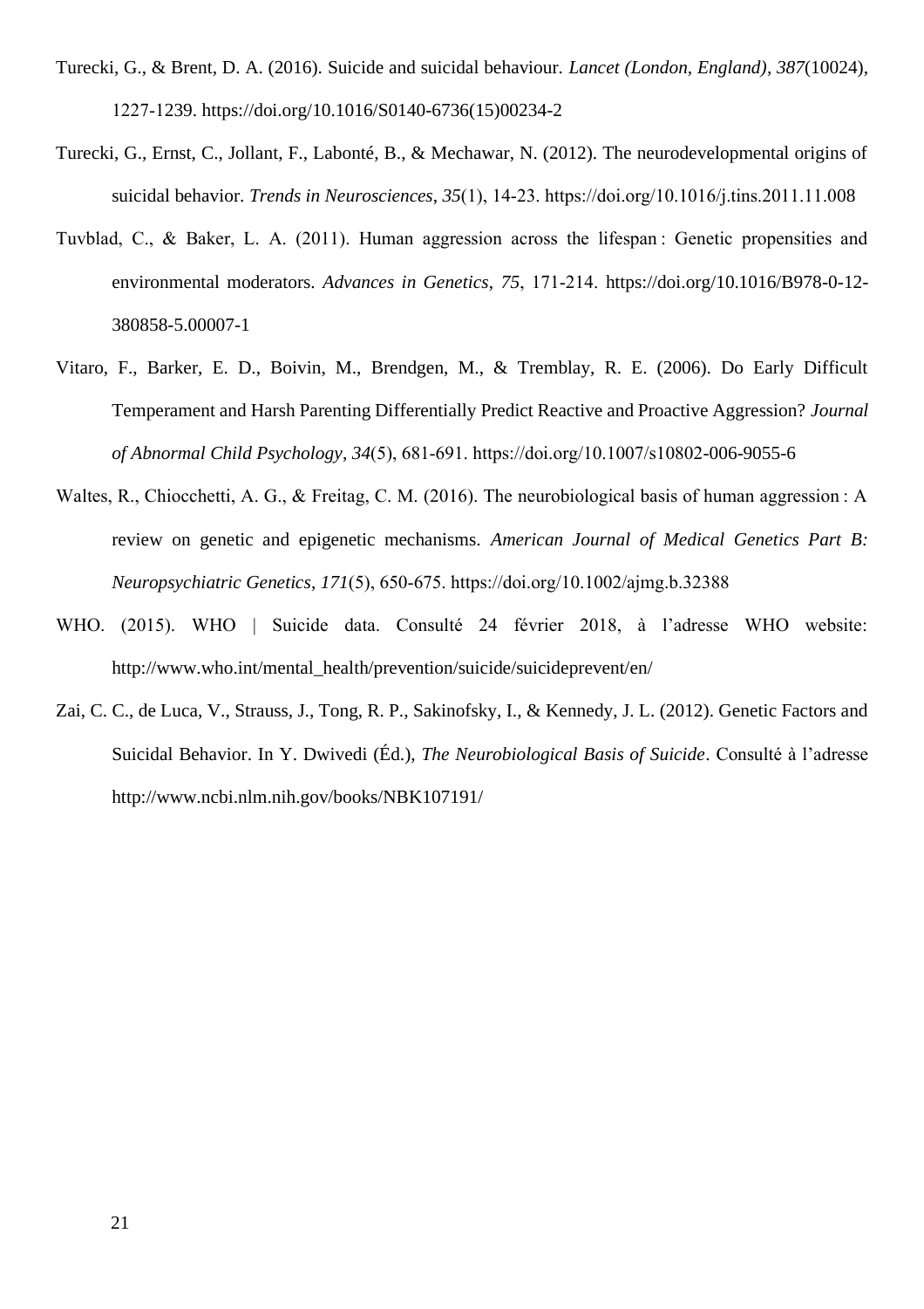Turecki, G., & Brent, D. A. (2016). Suicide and suicidal behaviour. *Lancet (London, England)*, *387*(10024), 1227-1239. https://doi.org/10.1016/S0140-6736(15)00234-2

Turecki, G., Ernst, C., Jollant, F., Labonté, B., & Mechawar, N. (2012). The neurodevelopmental origins of suicidal behavior. *Trends in Neurosciences*, *35*(1), 14-23. https://doi.org/10.1016/j.tins.2011.11.008

Tuvblad, C., & Baker, L. A. (2011). Human aggression across the lifespan : Genetic propensities and environmental moderators. *Advances in Genetics*, *75*, 171-214. https://doi.org/10.1016/B978-0-12-380858-5.00007-1

Vitaro, F., Barker, E. D., Boivin, M., Brendgen, M., & Tremblay, R. E. (2006). Do Early Difficult Temperament and Harsh Parenting Differentially Predict Reactive and Proactive Aggression? *Journal of Abnormal Child Psychology*, *34*(5), 681-691. https://doi.org/10.1007/s10802-006-9055-6

Waltes, R., Chiocchetti, A. G., & Freitag, C. M. (2016). The neurobiological basis of human aggression : A review on genetic and epigenetic mechanisms. *American Journal of Medical Genetics Part B: Neuropsychiatric Genetics*, *171*(5), 650-675. https://doi.org/10.1002/ajmg.b.32388

WHO. (2015). WHO | Suicide data. Consulté 24 février 2018, à l'adresse WHO website: http://www.who.int/mental_health/prevention/suicide/suicideprevent/en/

Zai, C. C., de Luca, V., Strauss, J., Tong, R. P., Sakinofsky, I., & Kennedy, J. L. (2012). Genetic Factors and Suicidal Behavior. In Y. Dwivedi (Éd.), *The Neurobiological Basis of Suicide*. Consulté à l'adresse http://www.ncbi.nlm.nih.gov/books/NBK107191/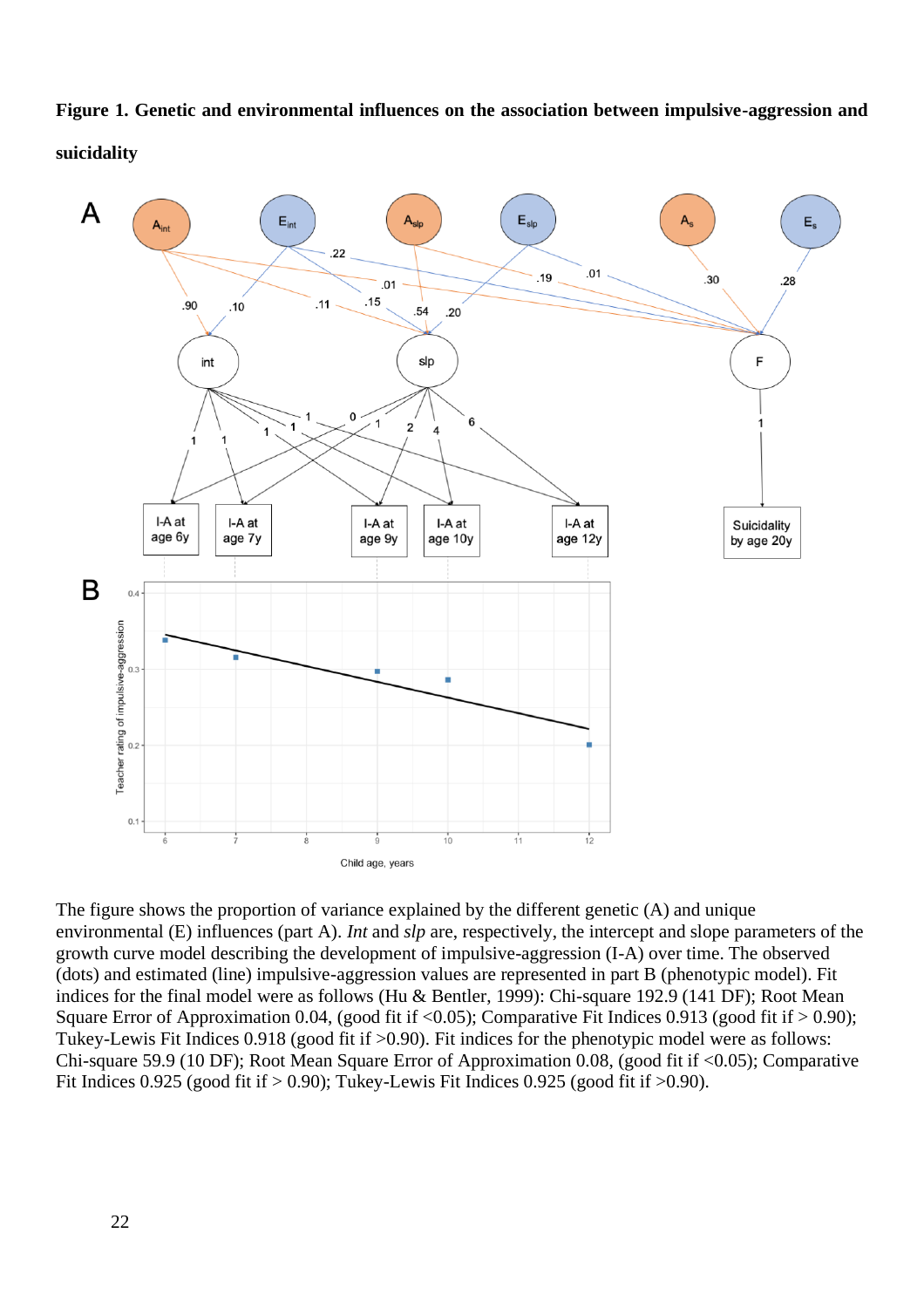**Figure 1. Genetic and environmental influences on the association between impulsive-aggression and suicidality**

The figure shows the proportion of variance explained by the different genetic (A) and unique environmental (E) influences (part A). *Int* and *slp* are, respectively, the intercept and slope parameters of the growth curve model describing the development of impulsive-aggression (I-A) over time. The observed (dots) and estimated (line) impulsive-aggression values are represented in part B (phenotypic model). Fit indices for the final model were as follows (Hu & Bentler, 1999): Chi-square 192.9 (141 DF); Root Mean Square Error of Approximation 0.04, (good fit if <0.05); Comparative Fit Indices 0.913 (good fit if > 0.90); Tukey-Lewis Fit Indices 0.918 (good fit if >0.90). Fit indices for the phenotypic model were as follows: Chi-square 59.9 (10 DF); Root Mean Square Error of Approximation 0.08, (good fit if <0.05); Comparative Fit Indices 0.925 (good fit if > 0.90); Tukey-Lewis Fit Indices 0.925 (good fit if >0.90).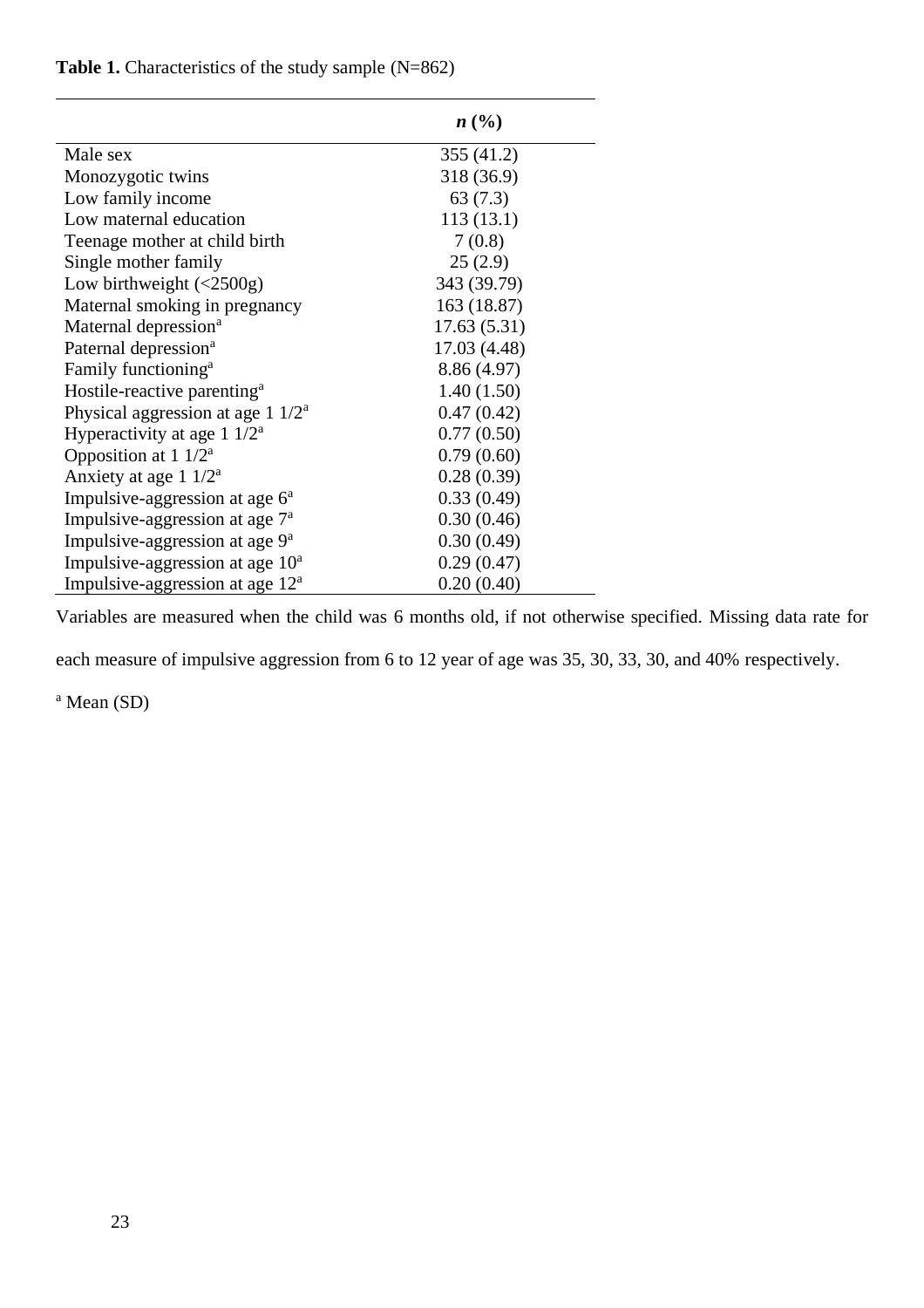**Table 1.** Characteristics of the study sample (N=862)

| | ***n* (%)** |
|---|---|
| Male sex | 355 (41.2) |
| Monozygotic twins | 318 (36.9) |
| Low family income | 63 (7.3) |
| Low maternal education | 113 (13.1) |
| Teenage mother at child birth | 7 (0.8) |
| Single mother family | 25 (2.9) |
| Low birthweight (<2500g) | 343 (39.79) |
| Maternal smoking in pregnancy | 163 (18.87) |
| Maternal depression[a] | 17.63 (5.31) |
| Paternal depression[a] | 17.03 (4.48) |
| Family functioning[a] | 8.86 (4.97) |
| Hostile-reactive parenting[a] | 1.40 (1.50) |
| Physical aggression at age 1 1/2[a] | 0.47 (0.42) |
| Hyperactivity at age 1 1/2[a] | 0.77 (0.50) |
| Opposition at 1 1/2[a] | 0.79 (0.60) |
| Anxiety at age 1 1/2[a] | 0.28 (0.39) |
| Impulsive-aggression at age 6[a] | 0.33 (0.49) |
| Impulsive-aggression at age 7[a] | 0.30 (0.46) |
| Impulsive-aggression at age 9[a] | 0.30 (0.49) |
| Impulsive-aggression at age 10[a] | 0.29 (0.47) |
| Impulsive-aggression at age 12[a] | 0.20 (0.40) |

Variables are measured when the child was 6 months old, if not otherwise specified. Missing data rate for each measure of impulsive aggression from 6 to 12 year of age was 35, 30, 33, 30, and 40% respectively.

[a] Mean (SD)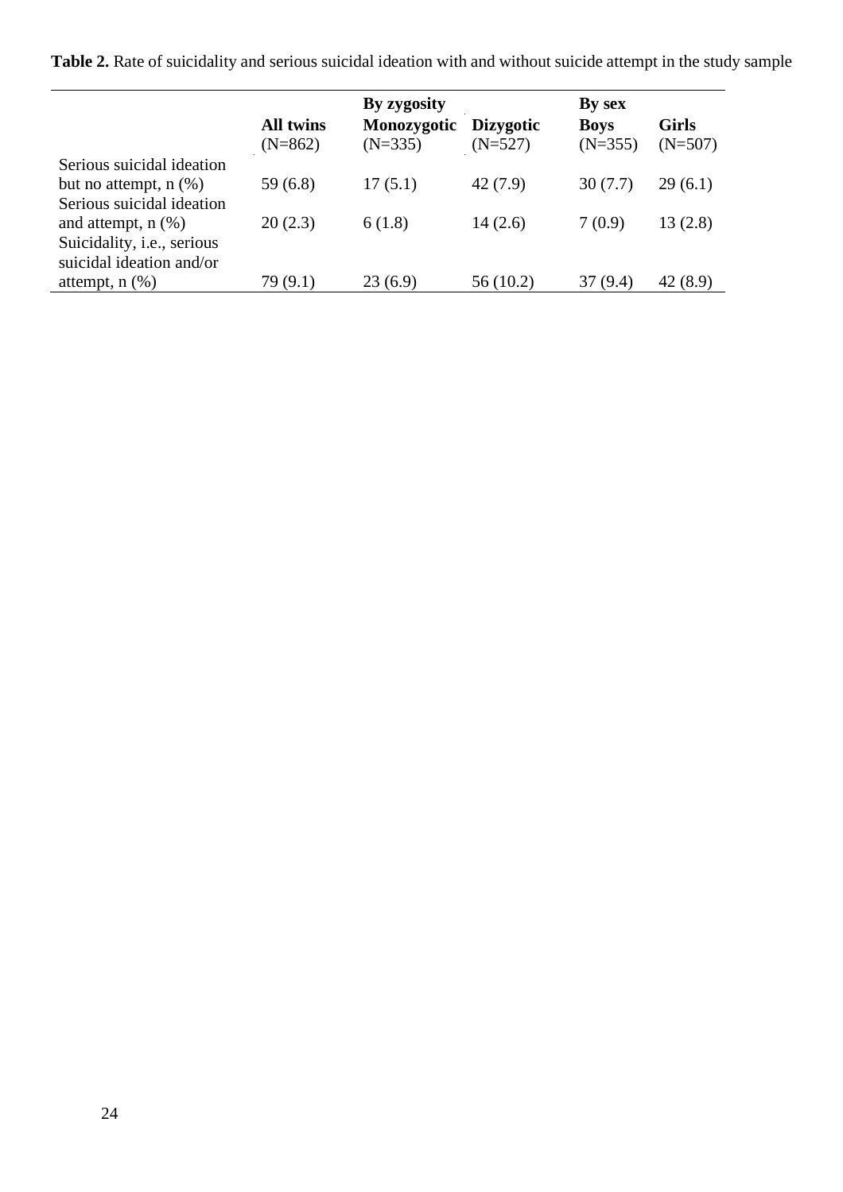**Table 2.** Rate of suicidality and serious suicidal ideation with and without suicide attempt in the study sample

| | All twins (N=862) | By zygosity Monozygotic (N=335) | Dizygotic (N=527) | By sex Boys (N=355) | Girls (N=507) |
|---|---|---|---|---|---|
| Serious suicidal ideation but no attempt, n (%) | 59 (6.8) | 17 (5.1) | 42 (7.9) | 30 (7.7) | 29 (6.1) |
| Serious suicidal ideation and attempt, n (%) | 20 (2.3) | 6 (1.8) | 14 (2.6) | 7 (0.9) | 13 (2.8) |
| Suicidality, i.e., serious suicidal ideation and/or attempt, n (%) | 79 (9.1) | 23 (6.9) | 56 (10.2) | 37 (9.4) | 42 (8.9) |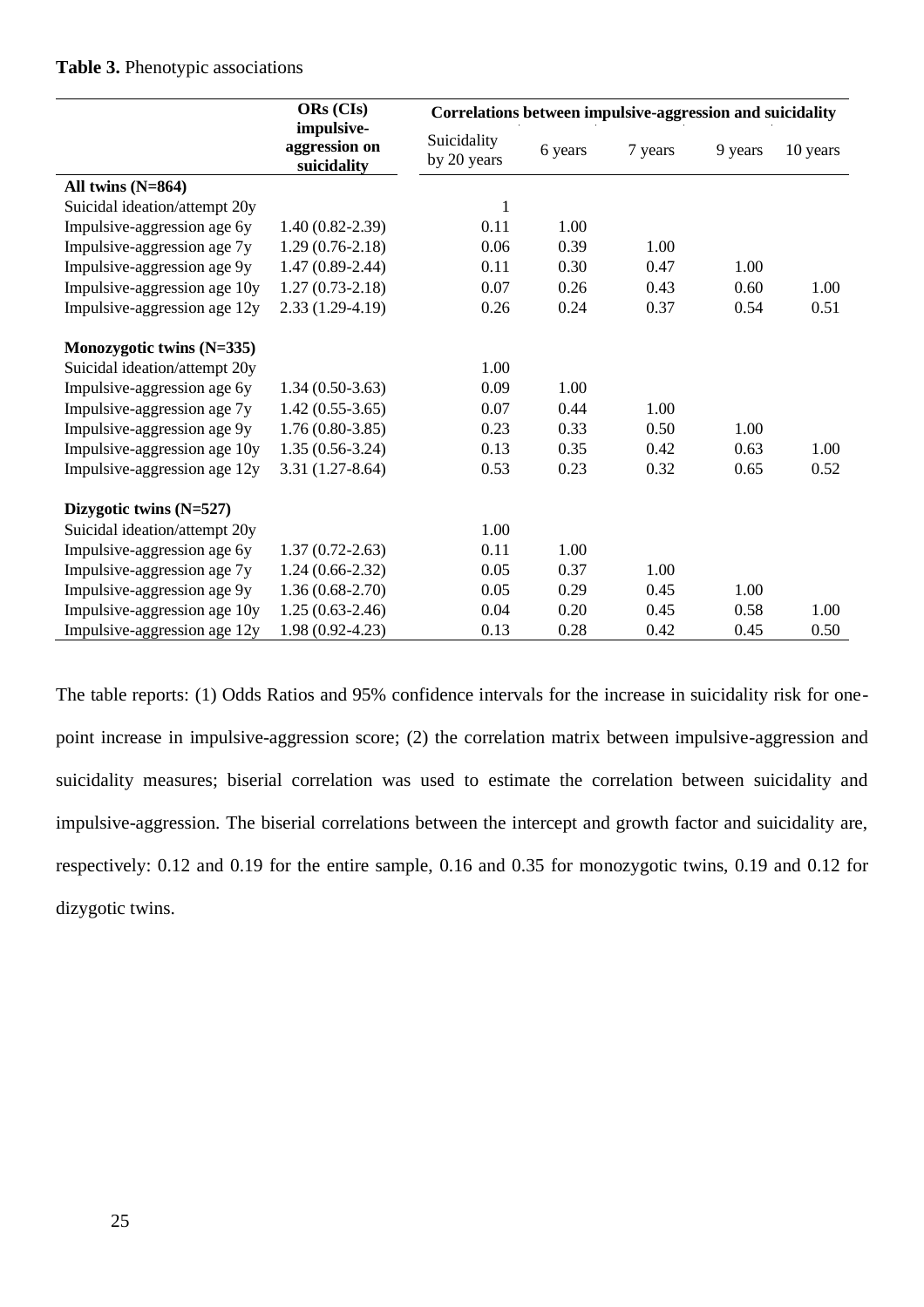**Table 3.** Phenotypic associations

| | ORs (CIs) impulsive-aggression on suicidality | Correlations between impulsive-aggression and suicidality | | | | |
|---|---|---|---|---|---|---|
| | | Suicidality by 20 years | 6 years | 7 years | 9 years | 10 years |
| **All twins (N=864)** | | | | | | |
| Suicidal ideation/attempt 20y | | 1 | | | | |
| Impulsive-aggression age 6y | 1.40 (0.82-2.39) | 0.11 | 1.00 | | | |
| Impulsive-aggression age 7y | 1.29 (0.76-2.18) | 0.06 | 0.39 | 1.00 | | |
| Impulsive-aggression age 9y | 1.47 (0.89-2.44) | 0.11 | 0.30 | 0.47 | 1.00 | |
| Impulsive-aggression age 10y | 1.27 (0.73-2.18) | 0.07 | 0.26 | 0.43 | 0.60 | 1.00 |
| Impulsive-aggression age 12y | 2.33 (1.29-4.19) | 0.26 | 0.24 | 0.37 | 0.54 | 0.51 |
| **Monozygotic twins (N=335)** | | | | | | |
| Suicidal ideation/attempt 20y | | 1.00 | | | | |
| Impulsive-aggression age 6y | 1.34 (0.50-3.63) | 0.09 | 1.00 | | | |
| Impulsive-aggression age 7y | 1.42 (0.55-3.65) | 0.07 | 0.44 | 1.00 | | |
| Impulsive-aggression age 9y | 1.76 (0.80-3.85) | 0.23 | 0.33 | 0.50 | 1.00 | |
| Impulsive-aggression age 10y | 1.35 (0.56-3.24) | 0.13 | 0.35 | 0.42 | 0.63 | 1.00 |
| Impulsive-aggression age 12y | 3.31 (1.27-8.64) | 0.53 | 0.23 | 0.32 | 0.65 | 0.52 |
| **Dizygotic twins (N=527)** | | | | | | |
| Suicidal ideation/attempt 20y | | 1.00 | | | | |
| Impulsive-aggression age 6y | 1.37 (0.72-2.63) | 0.11 | 1.00 | | | |
| Impulsive-aggression age 7y | 1.24 (0.66-2.32) | 0.05 | 0.37 | 1.00 | | |
| Impulsive-aggression age 9y | 1.36 (0.68-2.70) | 0.05 | 0.29 | 0.45 | 1.00 | |
| Impulsive-aggression age 10y | 1.25 (0.63-2.46) | 0.04 | 0.20 | 0.45 | 0.58 | 1.00 |
| Impulsive-aggression age 12y | 1.98 (0.92-4.23) | 0.13 | 0.28 | 0.42 | 0.45 | 0.50 |

The table reports: (1) Odds Ratios and 95% confidence intervals for the increase in suicidality risk for one-point increase in impulsive-aggression score; (2) the correlation matrix between impulsive-aggression and suicidality measures; biserial correlation was used to estimate the correlation between suicidality and impulsive-aggression. The biserial correlations between the intercept and growth factor and suicidality are, respectively: 0.12 and 0.19 for the entire sample, 0.16 and 0.35 for monozygotic twins, 0.19 and 0.12 for dizygotic twins.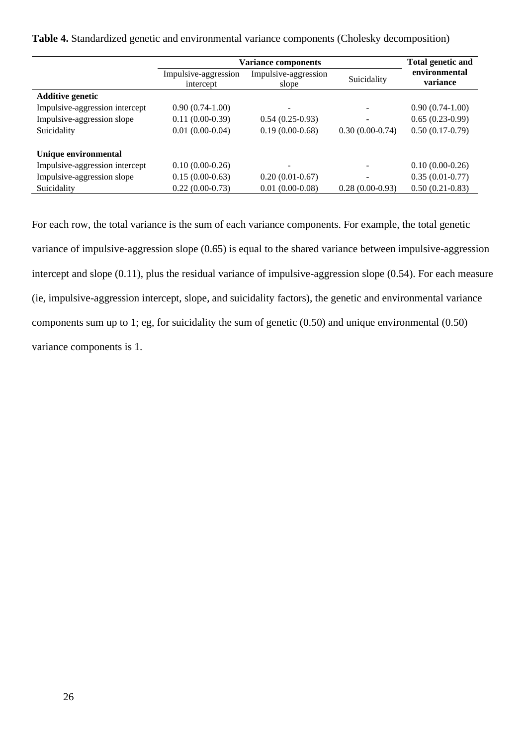**Table 4.** Standardized genetic and environmental variance components (Cholesky decomposition)

| | Variance components | | | Total genetic and environmental variance |
|---|---|---|---|---|
| | Impulsive-aggression intercept | Impulsive-aggression slope | Suicidality | |
| **Additive genetic** | | | | |
| Impulsive-aggression intercept | 0.90 (0.74-1.00) | - | - | 0.90 (0.74-1.00) |
| Impulsive-aggression slope | 0.11 (0.00-0.39) | 0.54 (0.25-0.93) | - | 0.65 (0.23-0.99) |
| Suicidality | 0.01 (0.00-0.04) | 0.19 (0.00-0.68) | 0.30 (0.00-0.74) | 0.50 (0.17-0.79) |
| **Unique environmental** | | | | |
| Impulsive-aggression intercept | 0.10 (0.00-0.26) | - | - | 0.10 (0.00-0.26) |
| Impulsive-aggression slope | 0.15 (0.00-0.63) | 0.20 (0.01-0.67) | - | 0.35 (0.01-0.77) |
| Suicidality | 0.22 (0.00-0.73) | 0.01 (0.00-0.08) | 0.28 (0.00-0.93) | 0.50 (0.21-0.83) |

For each row, the total variance is the sum of each variance components. For example, the total genetic variance of impulsive-aggression slope (0.65) is equal to the shared variance between impulsive-aggression intercept and slope (0.11), plus the residual variance of impulsive-aggression slope (0.54). For each measure (ie, impulsive-aggression intercept, slope, and suicidality factors), the genetic and environmental variance components sum up to 1; eg, for suicidality the sum of genetic (0.50) and unique environmental (0.50) variance components is 1.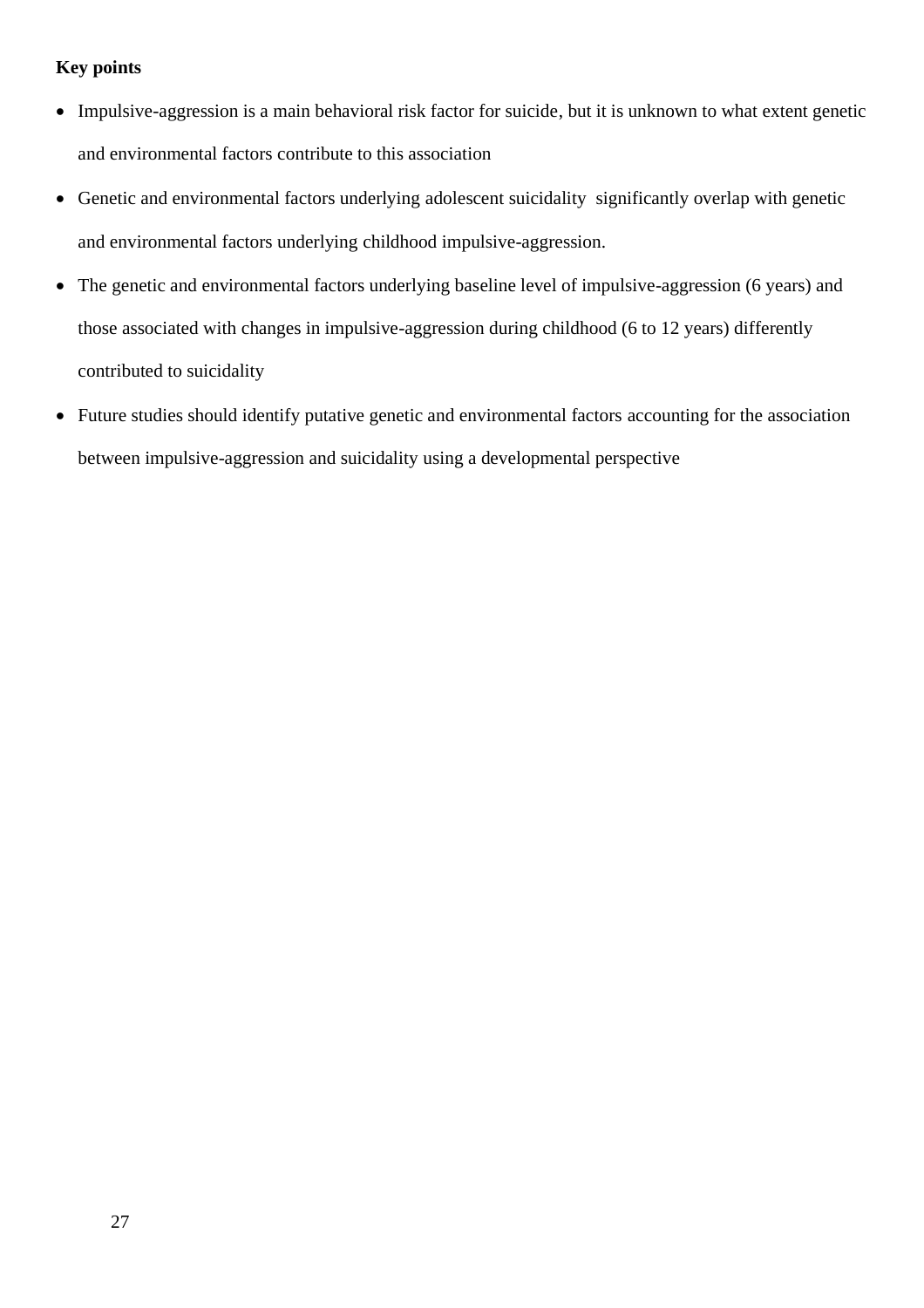**Key points**

- Impulsive-aggression is a main behavioral risk factor for suicide, but it is unknown to what extent genetic and environmental factors contribute to this association
- Genetic and environmental factors underlying adolescent suicidality significantly overlap with genetic and environmental factors underlying childhood impulsive-aggression.
- The genetic and environmental factors underlying baseline level of impulsive-aggression (6 years) and those associated with changes in impulsive-aggression during childhood (6 to 12 years) differently contributed to suicidality
- Future studies should identify putative genetic and environmental factors accounting for the association between impulsive-aggression and suicidality using a developmental perspective